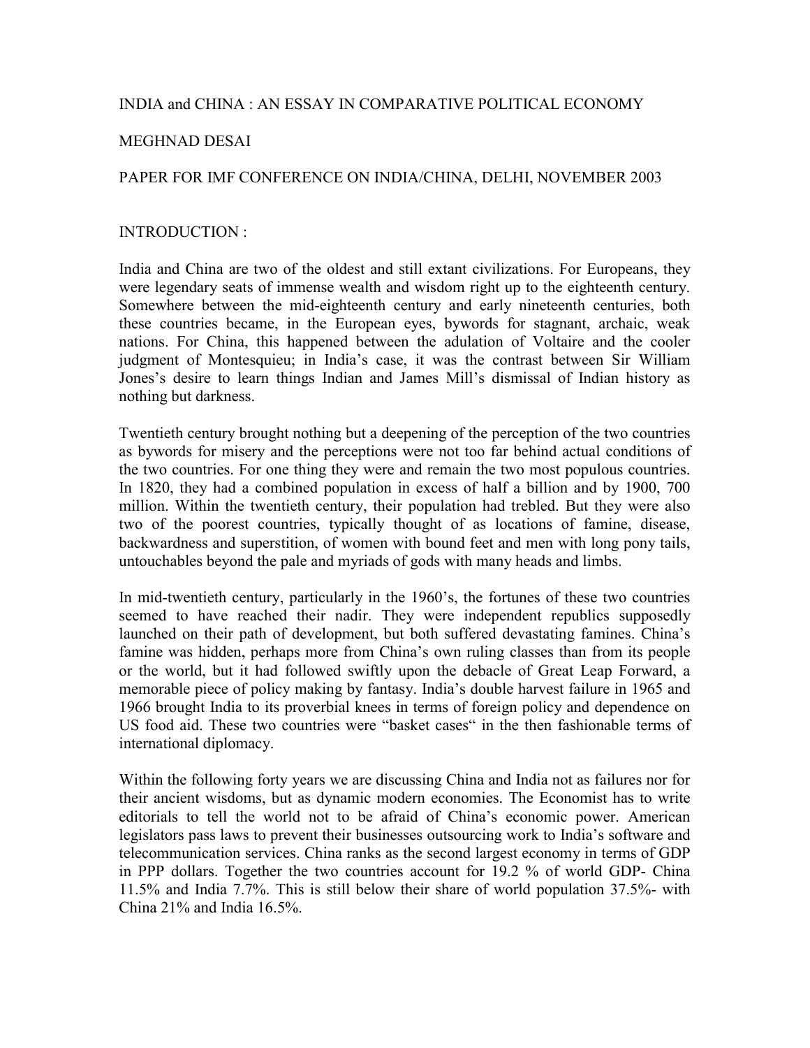# INDIA and CHINA : AN ESSAY IN COMPARATIVE POLITICAL ECONOMY

MEGHNAD DESAI

PAPER FOR IMF CONFERENCE ON INDIA/CHINA, DELHI, NOVEMBER 2003

## INTRODUCTION :

India and China are two of the oldest and still extant civilizations. For Europeans, they were legendary seats of immense wealth and wisdom right up to the eighteenth century. Somewhere between the mid-eighteenth century and early nineteenth centuries, both these countries became, in the European eyes, bywords for stagnant, archaic, weak nations. For China, this happened between the adulation of Voltaire and the cooler judgment of Montesquieu; in India's case, it was the contrast between Sir William Jones's desire to learn things Indian and James Mill's dismissal of Indian history as nothing but darkness.

Twentieth century brought nothing but a deepening of the perception of the two countries as bywords for misery and the perceptions were not too far behind actual conditions of the two countries. For one thing they were and remain the two most populous countries. In 1820, they had a combined population in excess of half a billion and by 1900, 700 million. Within the twentieth century, their population had trebled. But they were also two of the poorest countries, typically thought of as locations of famine, disease, backwardness and superstition, of women with bound feet and men with long pony tails, untouchables beyond the pale and myriads of gods with many heads and limbs.

In mid-twentieth century, particularly in the 1960's, the fortunes of these two countries seemed to have reached their nadir. They were independent republics supposedly launched on their path of development, but both suffered devastating famines. China's famine was hidden, perhaps more from China's own ruling classes than from its people or the world, but it had followed swiftly upon the debacle of Great Leap Forward, a memorable piece of policy making by fantasy. India's double harvest failure in 1965 and 1966 brought India to its proverbial knees in terms of foreign policy and dependence on US food aid. These two countries were "basket cases" in the then fashionable terms of international diplomacy.

Within the following forty years we are discussing China and India not as failures nor for their ancient wisdoms, but as dynamic modern economies. The Economist has to write editorials to tell the world not to be afraid of China's economic power. American legislators pass laws to prevent their businesses outsourcing work to India's software and telecommunication services. China ranks as the second largest economy in terms of GDP in PPP dollars. Together the two countries account for 19.2 % of world GDP- China 11.5% and India 7.7%. This is still below their share of world population 37.5%- with China 21% and India 16.5%.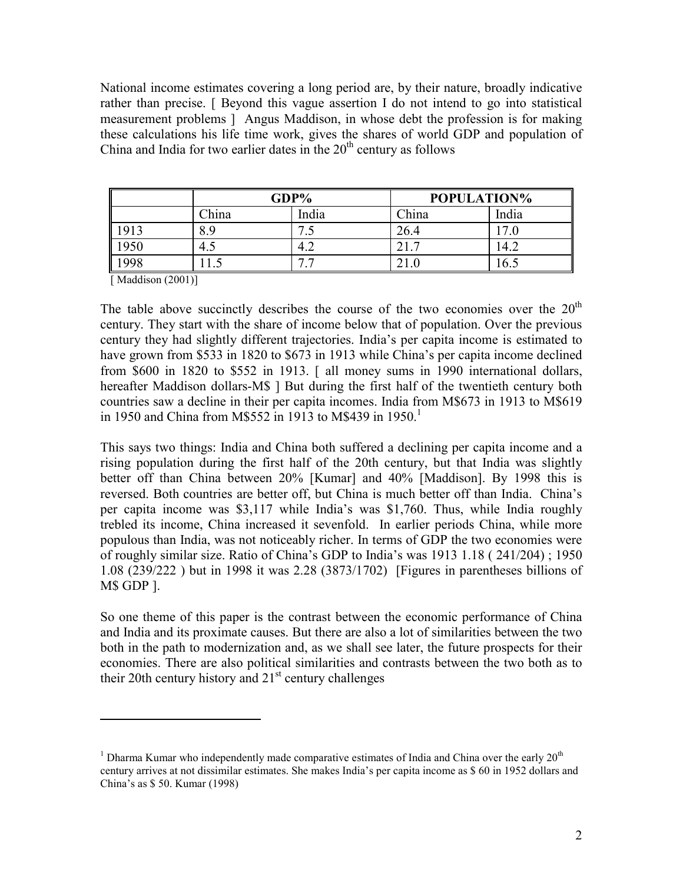National income estimates covering a long period are, by their nature, broadly indicative rather than precise. [ Beyond this vague assertion I do not intend to go into statistical measurement problems ] Angus Maddison, in whose debt the profession is for making these calculations his life time work, gives the shares of world GDP and population of China and India for two earlier dates in the 20th century as follows

| | GDP% | | POPULATION% | |
|---|---|---|---|---|
| | China | India | China | India |
| 1913 | 8.9 | 7.5 | 26.4 | 17.0 |
| 1950 | 4.5 | 4.2 | 21.7 | 14.2 |
| 1998 | 11.5 | 7.7 | 21.0 | 16.5 |

[ Maddison (2001)]

The table above succinctly describes the course of the two economies over the 20th century. They start with the share of income below that of population. Over the previous century they had slightly different trajectories. India's per capita income is estimated to have grown from $533 in 1820 to $673 in 1913 while China's per capita income declined from $600 in 1820 to $552 in 1913. [ all money sums in 1990 international dollars, hereafter Maddison dollars-M$ ] But during the first half of the twentieth century both countries saw a decline in their per capita incomes. India from M$673 in 1913 to M$619 in 1950 and China from M$552 in 1913 to M$439 in 1950.[1]

This says two things: India and China both suffered a declining per capita income and a rising population during the first half of the 20th century, but that India was slightly better off than China between 20% [Kumar] and 40% [Maddison]. By 1998 this is reversed. Both countries are better off, but China is much better off than India. China's per capita income was $3,117 while India's was $1,760. Thus, while India roughly trebled its income, China increased it sevenfold. In earlier periods China, while more populous than India, was not noticeably richer. In terms of GDP the two economies were of roughly similar size. Ratio of China's GDP to India's was 1913 1.18 ( 241/204) ; 1950 1.08 (239/222 ) but in 1998 it was 2.28 (3873/1702) [Figures in parentheses billions of M$ GDP ].

So one theme of this paper is the contrast between the economic performance of China and India and its proximate causes. But there are also a lot of similarities between the two both in the path to modernization and, as we shall see later, the future prospects for their economies. There are also political similarities and contrasts between the two both as to their 20th century history and 21st century challenges

[1] Dharma Kumar who independently made comparative estimates of India and China over the early 20th century arrives at not dissimilar estimates. She makes India's per capita income as $ 60 in 1952 dollars and China's as $ 50. Kumar (1998)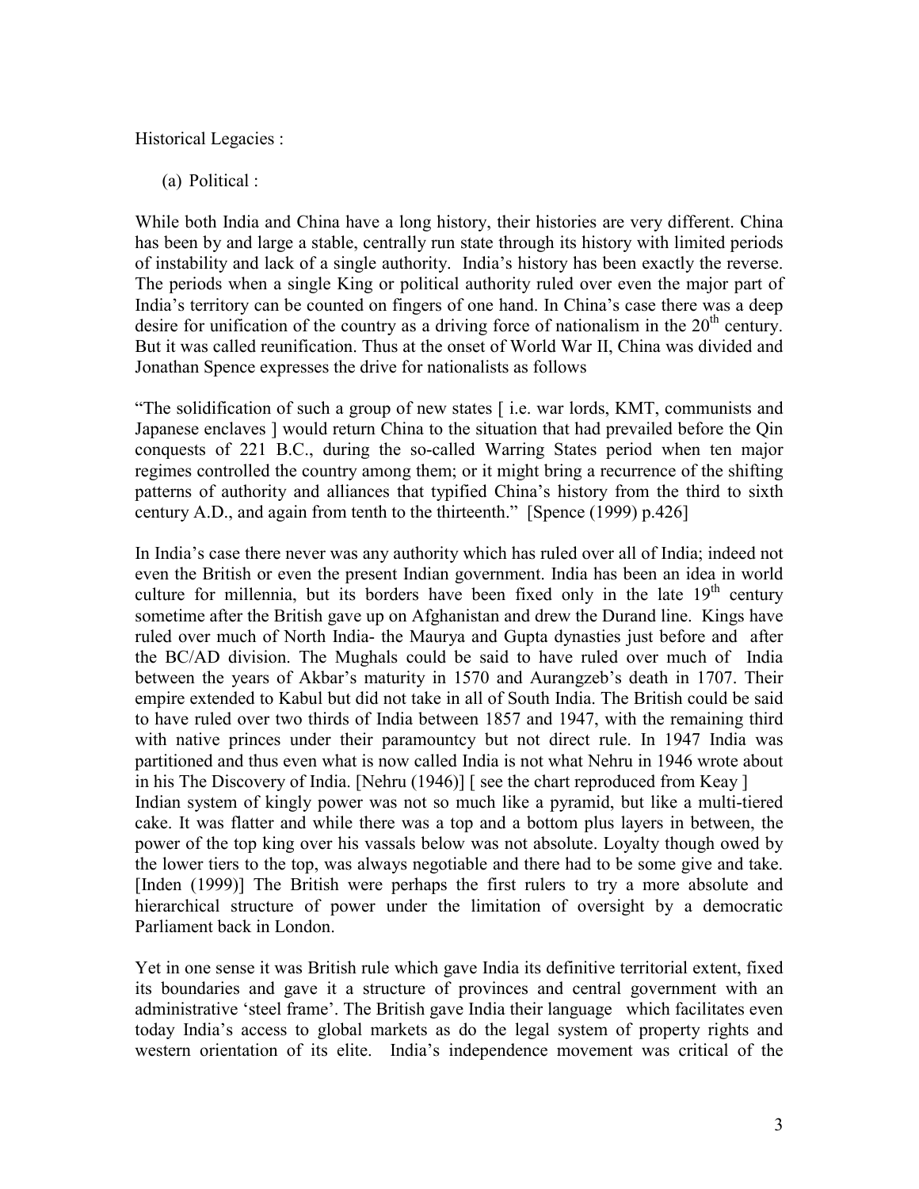Historical Legacies :

(a) Political :

While both India and China have a long history, their histories are very different. China has been by and large a stable, centrally run state through its history with limited periods of instability and lack of a single authority. India's history has been exactly the reverse. The periods when a single King or political authority ruled over even the major part of India's territory can be counted on fingers of one hand. In China's case there was a deep desire for unification of the country as a driving force of nationalism in the $20^{th}$ century. But it was called reunification. Thus at the onset of World War II, China was divided and Jonathan Spence expresses the drive for nationalists as follows

"The solidification of such a group of new states [ i.e. war lords, KMT, communists and Japanese enclaves ] would return China to the situation that had prevailed before the Qin conquests of 221 B.C., during the so-called Warring States period when ten major regimes controlled the country among them; or it might bring a recurrence of the shifting patterns of authority and alliances that typified China's history from the third to sixth century A.D., and again from tenth to the thirteenth." [Spence (1999) p.426]

In India's case there never was any authority which has ruled over all of India; indeed not even the British or even the present Indian government. India has been an idea in world culture for millennia, but its borders have been fixed only in the late $19^{th}$ century sometime after the British gave up on Afghanistan and drew the Durand line. Kings have ruled over much of North India- the Maurya and Gupta dynasties just before and after the BC/AD division. The Mughals could be said to have ruled over much of India between the years of Akbar's maturity in 1570 and Aurangzeb's death in 1707. Their empire extended to Kabul but did not take in all of South India. The British could be said to have ruled over two thirds of India between 1857 and 1947, with the remaining third with native princes under their paramountcy but not direct rule. In 1947 India was partitioned and thus even what is now called India is not what Nehru in 1946 wrote about in his The Discovery of India. [Nehru (1946)] [ see the chart reproduced from Keay ]
Indian system of kingly power was not so much like a pyramid, but like a multi-tiered cake. It was flatter and while there was a top and a bottom plus layers in between, the power of the top king over his vassals below was not absolute. Loyalty though owed by the lower tiers to the top, was always negotiable and there had to be some give and take. [Inden (1999)] The British were perhaps the first rulers to try a more absolute and hierarchical structure of power under the limitation of oversight by a democratic Parliament back in London.

Yet in one sense it was British rule which gave India its definitive territorial extent, fixed its boundaries and gave it a structure of provinces and central government with an administrative 'steel frame'. The British gave India their language which facilitates even today India's access to global markets as do the legal system of property rights and western orientation of its elite. India's independence movement was critical of the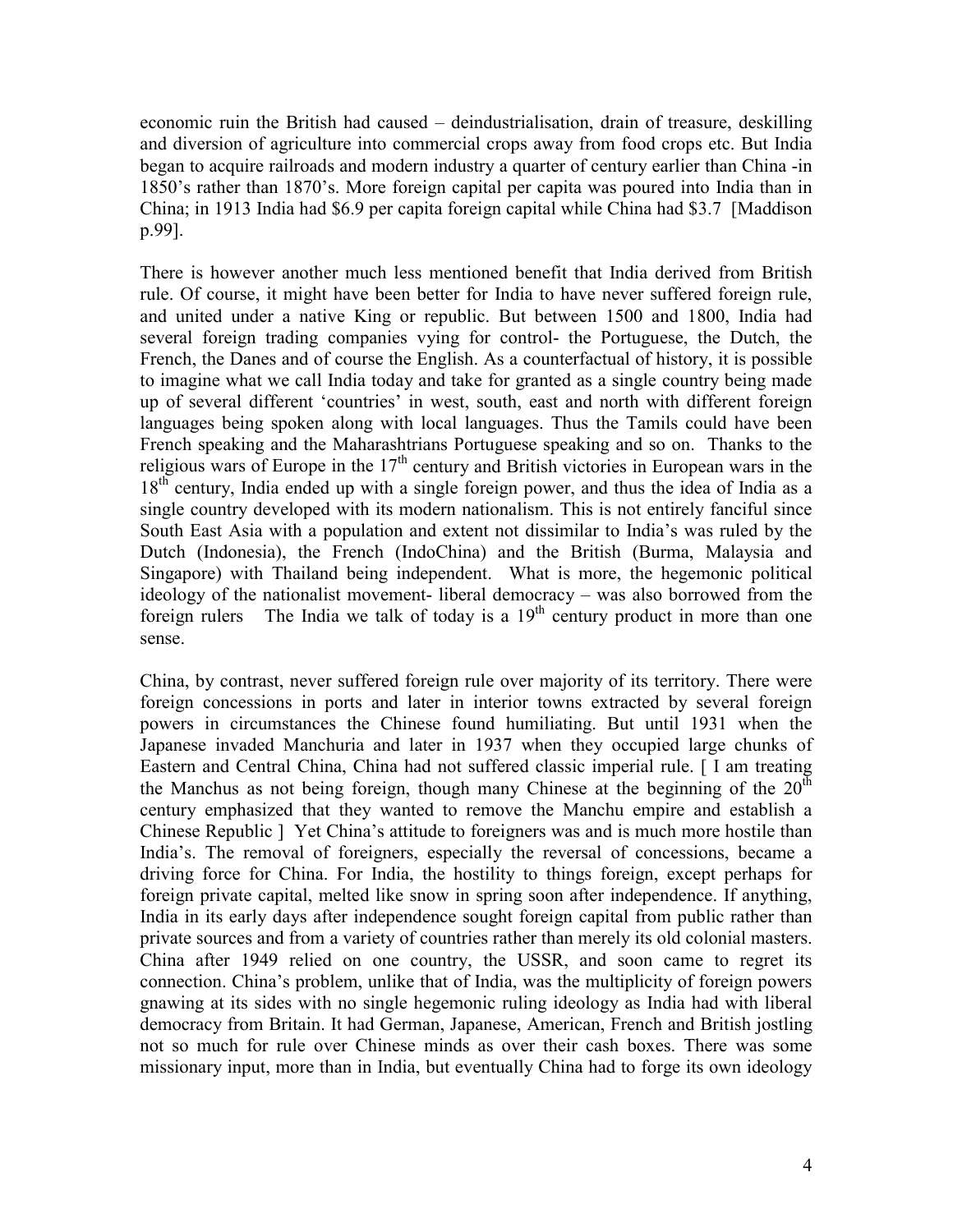economic ruin the British had caused – deindustrialisation, drain of treasure, deskilling and diversion of agriculture into commercial crops away from food crops etc. But India began to acquire railroads and modern industry a quarter of century earlier than China -in 1850's rather than 1870's. More foreign capital per capita was poured into India than in China; in 1913 India had $6.9 per capita foreign capital while China had $3.7 [Maddison p.99].

There is however another much less mentioned benefit that India derived from British rule. Of course, it might have been better for India to have never suffered foreign rule, and united under a native King or republic. But between 1500 and 1800, India had several foreign trading companies vying for control- the Portuguese, the Dutch, the French, the Danes and of course the English. As a counterfactual of history, it is possible to imagine what we call India today and take for granted as a single country being made up of several different 'countries' in west, south, east and north with different foreign languages being spoken along with local languages. Thus the Tamils could have been French speaking and the Maharashtrians Portuguese speaking and so on. Thanks to the religious wars of Europe in the 17th century and British victories in European wars in the 18th century, India ended up with a single foreign power, and thus the idea of India as a single country developed with its modern nationalism. This is not entirely fanciful since South East Asia with a population and extent not dissimilar to India's was ruled by the Dutch (Indonesia), the French (IndoChina) and the British (Burma, Malaysia and Singapore) with Thailand being independent. What is more, the hegemonic political ideology of the nationalist movement- liberal democracy – was also borrowed from the foreign rulers The India we talk of today is a 19th century product in more than one sense.

China, by contrast, never suffered foreign rule over majority of its territory. There were foreign concessions in ports and later in interior towns extracted by several foreign powers in circumstances the Chinese found humiliating. But until 1931 when the Japanese invaded Manchuria and later in 1937 when they occupied large chunks of Eastern and Central China, China had not suffered classic imperial rule. [ I am treating the Manchus as not being foreign, though many Chinese at the beginning of the 20th century emphasized that they wanted to remove the Manchu empire and establish a Chinese Republic ] Yet China's attitude to foreigners was and is much more hostile than India's. The removal of foreigners, especially the reversal of concessions, became a driving force for China. For India, the hostility to things foreign, except perhaps for foreign private capital, melted like snow in spring soon after independence. If anything, India in its early days after independence sought foreign capital from public rather than private sources and from a variety of countries rather than merely its old colonial masters. China after 1949 relied on one country, the USSR, and soon came to regret its connection. China's problem, unlike that of India, was the multiplicity of foreign powers gnawing at its sides with no single hegemonic ruling ideology as India had with liberal democracy from Britain. It had German, Japanese, American, French and British jostling not so much for rule over Chinese minds as over their cash boxes. There was some missionary input, more than in India, but eventually China had to forge its own ideology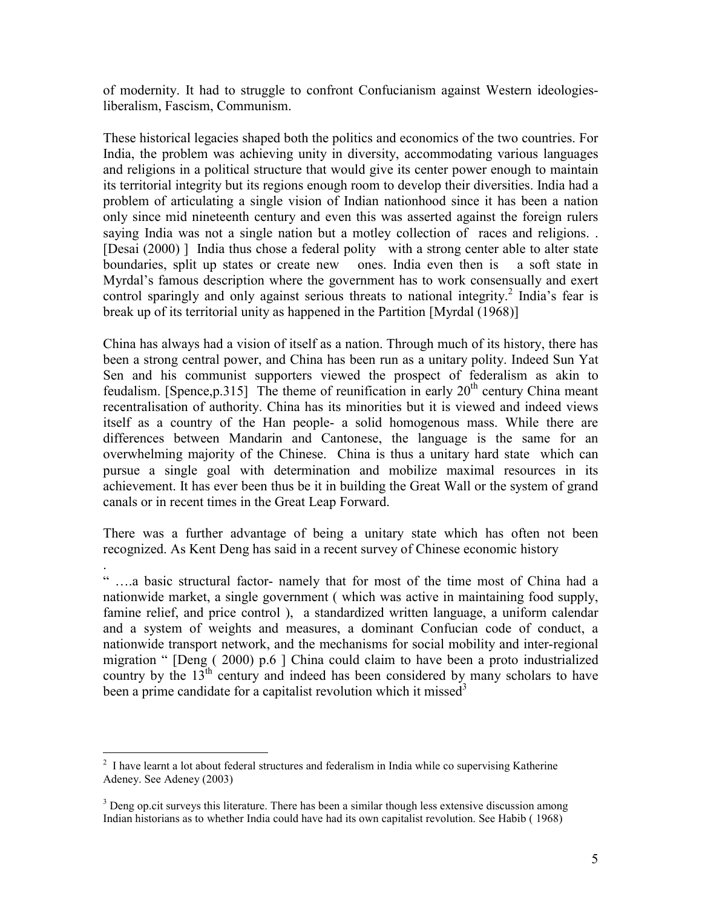of modernity. It had to struggle to confront Confucianism against Western ideologies- liberalism, Fascism, Communism.

These historical legacies shaped both the politics and economics of the two countries. For India, the problem was achieving unity in diversity, accommodating various languages and religions in a political structure that would give its center power enough to maintain its territorial integrity but its regions enough room to develop their diversities. India had a problem of articulating a single vision of Indian nationhood since it has been a nation only since mid nineteenth century and even this was asserted against the foreign rulers saying India was not a single nation but a motley collection of races and religions. . [Desai (2000) ] India thus chose a federal polity with a strong center able to alter state boundaries, split up states or create new ones. India even then is a soft state in Myrdal's famous description where the government has to work consensually and exert control sparingly and only against serious threats to national integrity.[2] India's fear is break up of its territorial unity as happened in the Partition [Myrdal (1968)]

China has always had a vision of itself as a nation. Through much of its history, there has been a strong central power, and China has been run as a unitary polity. Indeed Sun Yat Sen and his communist supporters viewed the prospect of federalism as akin to feudalism. [Spence,p.315] The theme of reunification in early 20th century China meant recentralisation of authority. China has its minorities but it is viewed and indeed views itself as a country of the Han people- a solid homogenous mass. While there are differences between Mandarin and Cantonese, the language is the same for an overwhelming majority of the Chinese. China is thus a unitary hard state which can pursue a single goal with determination and mobilize maximal resources in its achievement. It has ever been thus be it in building the Great Wall or the system of grand canals or in recent times in the Great Leap Forward.

There was a further advantage of being a unitary state which has often not been recognized. As Kent Deng has said in a recent survey of Chinese economic history

" ….a basic structural factor- namely that for most of the time most of China had a nationwide market, a single government ( which was active in maintaining food supply, famine relief, and price control ), a standardized written language, a uniform calendar and a system of weights and measures, a dominant Confucian code of conduct, a nationwide transport network, and the mechanisms for social mobility and inter-regional migration " [Deng ( 2000) p.6 ] China could claim to have been a proto industrialized country by the 13th century and indeed has been considered by many scholars to have been a prime candidate for a capitalist revolution which it missed[3]

---

[2] I have learnt a lot about federal structures and federalism in India while co supervising Katherine Adeney. See Adeney (2003)

[3] Deng op.cit surveys this literature. There has been a similar though less extensive discussion among Indian historians as to whether India could have had its own capitalist revolution. See Habib ( 1968)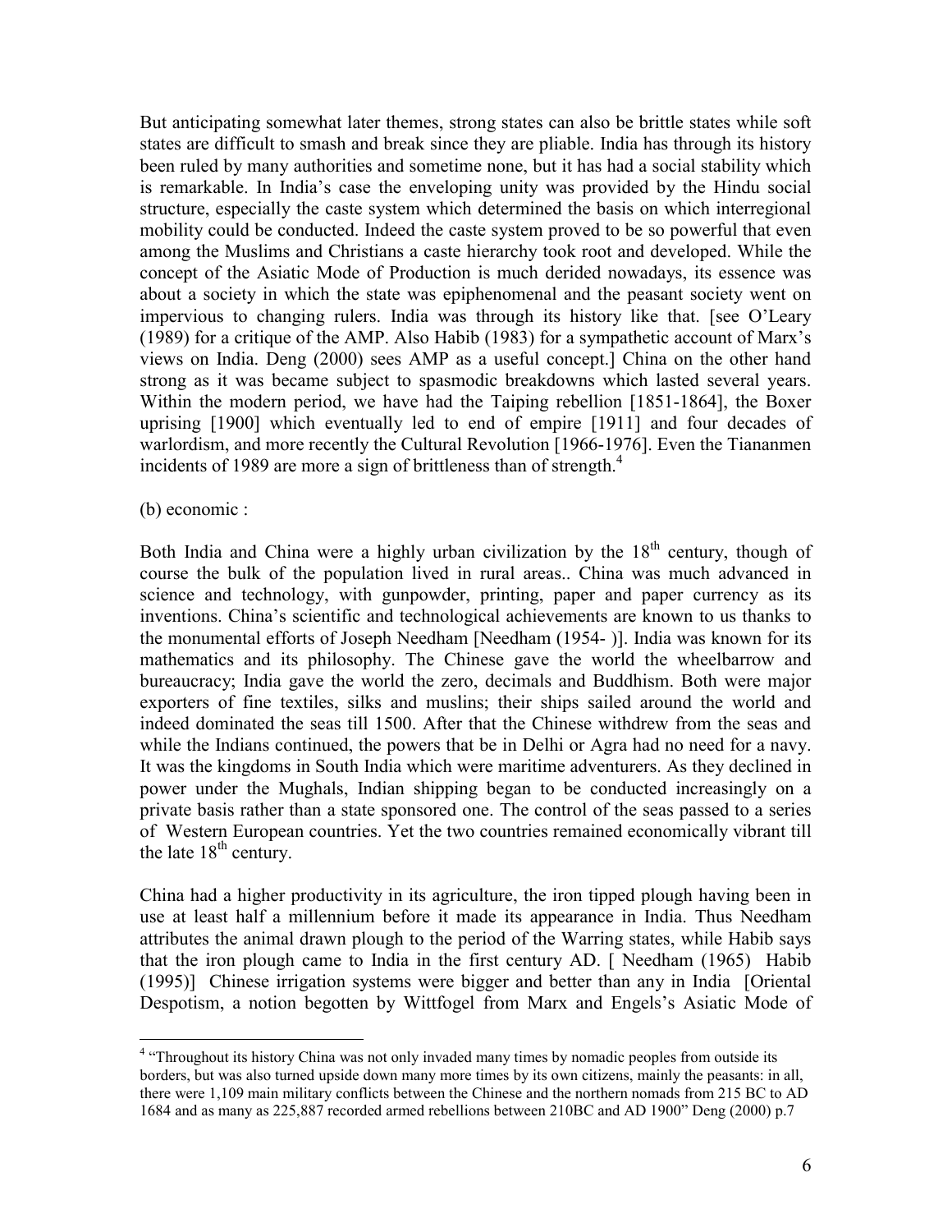But anticipating somewhat later themes, strong states can also be brittle states while soft states are difficult to smash and break since they are pliable. India has through its history been ruled by many authorities and sometime none, but it has had a social stability which is remarkable. In India's case the enveloping unity was provided by the Hindu social structure, especially the caste system which determined the basis on which interregional mobility could be conducted. Indeed the caste system proved to be so powerful that even among the Muslims and Christians a caste hierarchy took root and developed. While the concept of the Asiatic Mode of Production is much derided nowadays, its essence was about a society in which the state was epiphenomenal and the peasant society went on impervious to changing rulers. India was through its history like that. [see O'Leary (1989) for a critique of the AMP. Also Habib (1983) for a sympathetic account of Marx's views on India. Deng (2000) sees AMP as a useful concept.] China on the other hand strong as it was became subject to spasmodic breakdowns which lasted several years. Within the modern period, we have had the Taiping rebellion [1851-1864], the Boxer uprising [1900] which eventually led to end of empire [1911] and four decades of warlordism, and more recently the Cultural Revolution [1966-1976]. Even the Tiananmen incidents of 1989 are more a sign of brittleness than of strength.[4]

(b) economic :

Both India and China were a highly urban civilization by the 18th century, though of course the bulk of the population lived in rural areas.. China was much advanced in science and technology, with gunpowder, printing, paper and paper currency as its inventions. China's scientific and technological achievements are known to us thanks to the monumental efforts of Joseph Needham [Needham (1954- )]. India was known for its mathematics and its philosophy. The Chinese gave the world the wheelbarrow and bureaucracy; India gave the world the zero, decimals and Buddhism. Both were major exporters of fine textiles, silks and muslins; their ships sailed around the world and indeed dominated the seas till 1500. After that the Chinese withdrew from the seas and while the Indians continued, the powers that be in Delhi or Agra had no need for a navy. It was the kingdoms in South India which were maritime adventurers. As they declined in power under the Mughals, Indian shipping began to be conducted increasingly on a private basis rather than a state sponsored one. The control of the seas passed to a series of Western European countries. Yet the two countries remained economically vibrant till the late 18th century.

China had a higher productivity in its agriculture, the iron tipped plough having been in use at least half a millennium before it made its appearance in India. Thus Needham attributes the animal drawn plough to the period of the Warring states, while Habib says that the iron plough came to India in the first century AD. [ Needham (1965) Habib (1995)] Chinese irrigation systems were bigger and better than any in India [Oriental Despotism, a notion begotten by Wittfogel from Marx and Engels's Asiatic Mode of

---

[4] "Throughout its history China was not only invaded many times by nomadic peoples from outside its borders, but was also turned upside down many more times by its own citizens, mainly the peasants: in all, there were 1,109 main military conflicts between the Chinese and the northern nomads from 215 BC to AD 1684 and as many as 225,887 recorded armed rebellions between 210BC and AD 1900" Deng (2000) p.7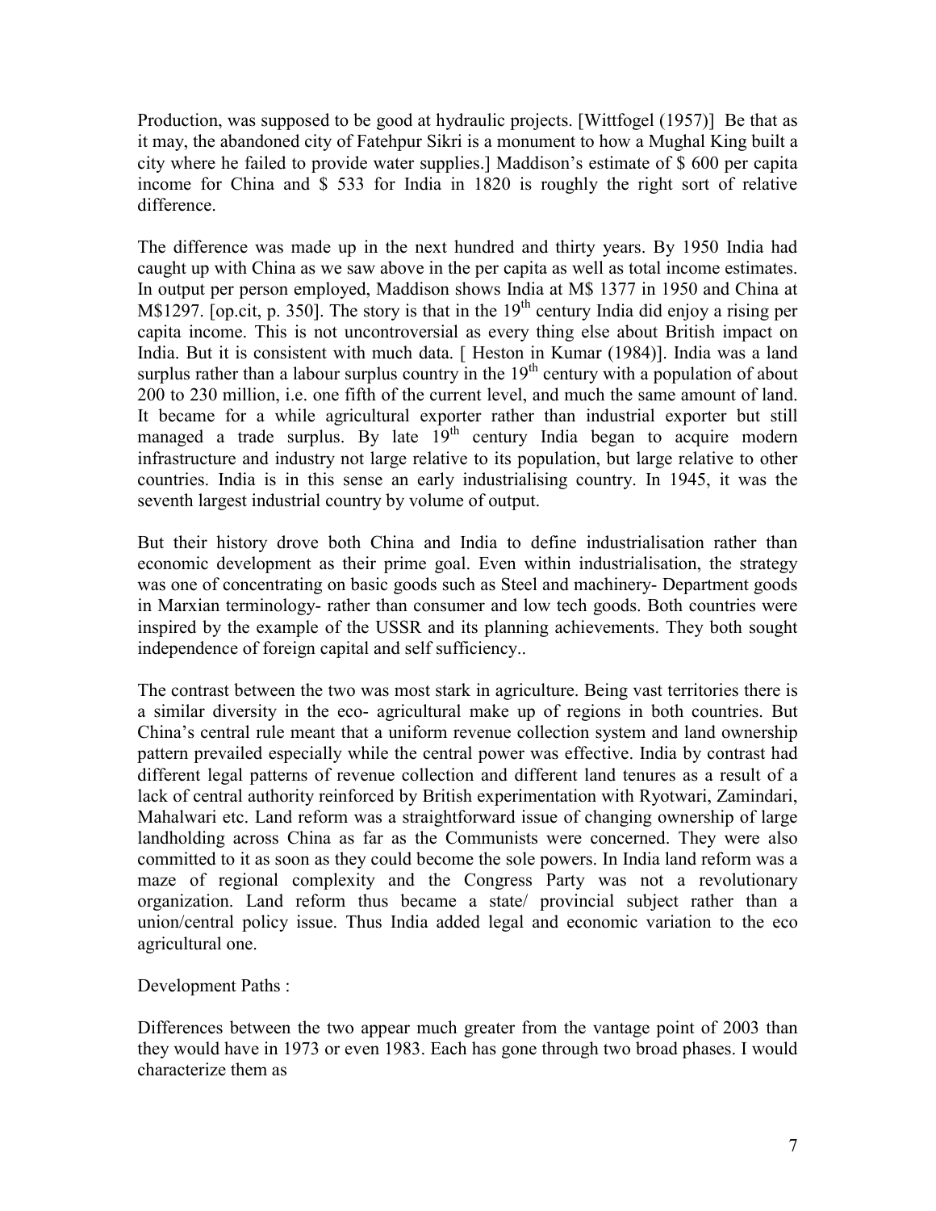Production, was supposed to be good at hydraulic projects. [Wittfogel (1957)] Be that as it may, the abandoned city of Fatehpur Sikri is a monument to how a Mughal King built a city where he failed to provide water supplies.] Maddison's estimate of $ 600 per capita income for China and $ 533 for India in 1820 is roughly the right sort of relative difference.

The difference was made up in the next hundred and thirty years. By 1950 India had caught up with China as we saw above in the per capita as well as total income estimates. In output per person employed, Maddison shows India at M$ 1377 in 1950 and China at M$1297. [op.cit, p. 350]. The story is that in the 19th century India did enjoy a rising per capita income. This is not uncontroversial as every thing else about British impact on India. But it is consistent with much data. [ Heston in Kumar (1984)]. India was a land surplus rather than a labour surplus country in the 19th century with a population of about 200 to 230 million, i.e. one fifth of the current level, and much the same amount of land. It became for a while agricultural exporter rather than industrial exporter but still managed a trade surplus. By late 19th century India began to acquire modern infrastructure and industry not large relative to its population, but large relative to other countries. India is in this sense an early industrialising country. In 1945, it was the seventh largest industrial country by volume of output.

But their history drove both China and India to define industrialisation rather than economic development as their prime goal. Even within industrialisation, the strategy was one of concentrating on basic goods such as Steel and machinery- Department goods in Marxian terminology- rather than consumer and low tech goods. Both countries were inspired by the example of the USSR and its planning achievements. They both sought independence of foreign capital and self sufficiency..

The contrast between the two was most stark in agriculture. Being vast territories there is a similar diversity in the eco- agricultural make up of regions in both countries. But China's central rule meant that a uniform revenue collection system and land ownership pattern prevailed especially while the central power was effective. India by contrast had different legal patterns of revenue collection and different land tenures as a result of a lack of central authority reinforced by British experimentation with Ryotwari, Zamindari, Mahalwari etc. Land reform was a straightforward issue of changing ownership of large landholding across China as far as the Communists were concerned. They were also committed to it as soon as they could become the sole powers. In India land reform was a maze of regional complexity and the Congress Party was not a revolutionary organization. Land reform thus became a state/ provincial subject rather than a union/central policy issue. Thus India added legal and economic variation to the eco agricultural one.

Development Paths :

Differences between the two appear much greater from the vantage point of 2003 than they would have in 1973 or even 1983. Each has gone through two broad phases. I would characterize them as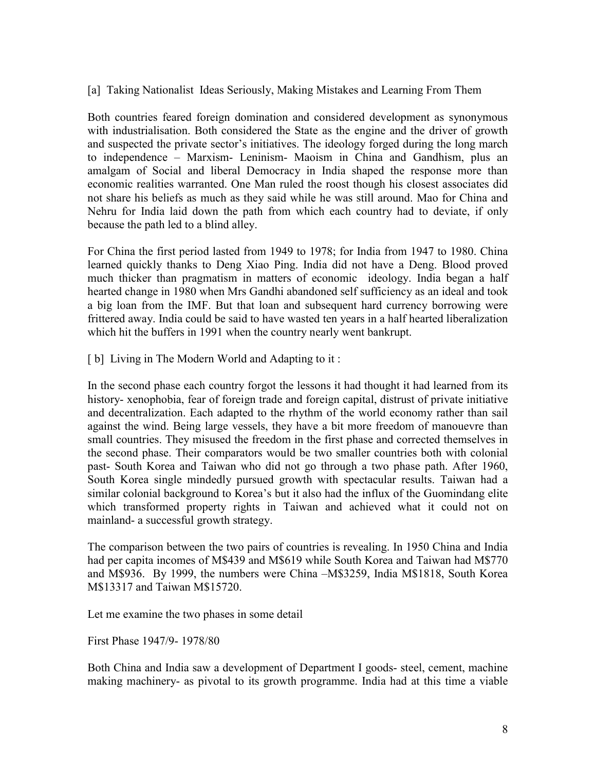[a] Taking Nationalist Ideas Seriously, Making Mistakes and Learning From Them

Both countries feared foreign domination and considered development as synonymous with industrialisation. Both considered the State as the engine and the driver of growth and suspected the private sector's initiatives. The ideology forged during the long march to independence – Marxism- Leninism- Maoism in China and Gandhism, plus an amalgam of Social and liberal Democracy in India shaped the response more than economic realities warranted. One Man ruled the roost though his closest associates did not share his beliefs as much as they said while he was still around. Mao for China and Nehru for India laid down the path from which each country had to deviate, if only because the path led to a blind alley.

For China the first period lasted from 1949 to 1978; for India from 1947 to 1980. China learned quickly thanks to Deng Xiao Ping. India did not have a Deng. Blood proved much thicker than pragmatism in matters of economic ideology. India began a half hearted change in 1980 when Mrs Gandhi abandoned self sufficiency as an ideal and took a big loan from the IMF. But that loan and subsequent hard currency borrowing were frittered away. India could be said to have wasted ten years in a half hearted liberalization which hit the buffers in 1991 when the country nearly went bankrupt.

[ b] Living in The Modern World and Adapting to it :

In the second phase each country forgot the lessons it had thought it had learned from its history- xenophobia, fear of foreign trade and foreign capital, distrust of private initiative and decentralization. Each adapted to the rhythm of the world economy rather than sail against the wind. Being large vessels, they have a bit more freedom of manouevre than small countries. They misused the freedom in the first phase and corrected themselves in the second phase. Their comparators would be two smaller countries both with colonial past- South Korea and Taiwan who did not go through a two phase path. After 1960, South Korea single mindedly pursued growth with spectacular results. Taiwan had a similar colonial background to Korea's but it also had the influx of the Guomindang elite which transformed property rights in Taiwan and achieved what it could not on mainland- a successful growth strategy.

The comparison between the two pairs of countries is revealing. In 1950 China and India had per capita incomes of M$439 and M$619 while South Korea and Taiwan had M$770 and M$936. By 1999, the numbers were China –M$3259, India M$1818, South Korea M$13317 and Taiwan M$15720.

Let me examine the two phases in some detail

First Phase 1947/9- 1978/80

Both China and India saw a development of Department I goods- steel, cement, machine making machinery- as pivotal to its growth programme. India had at this time a viable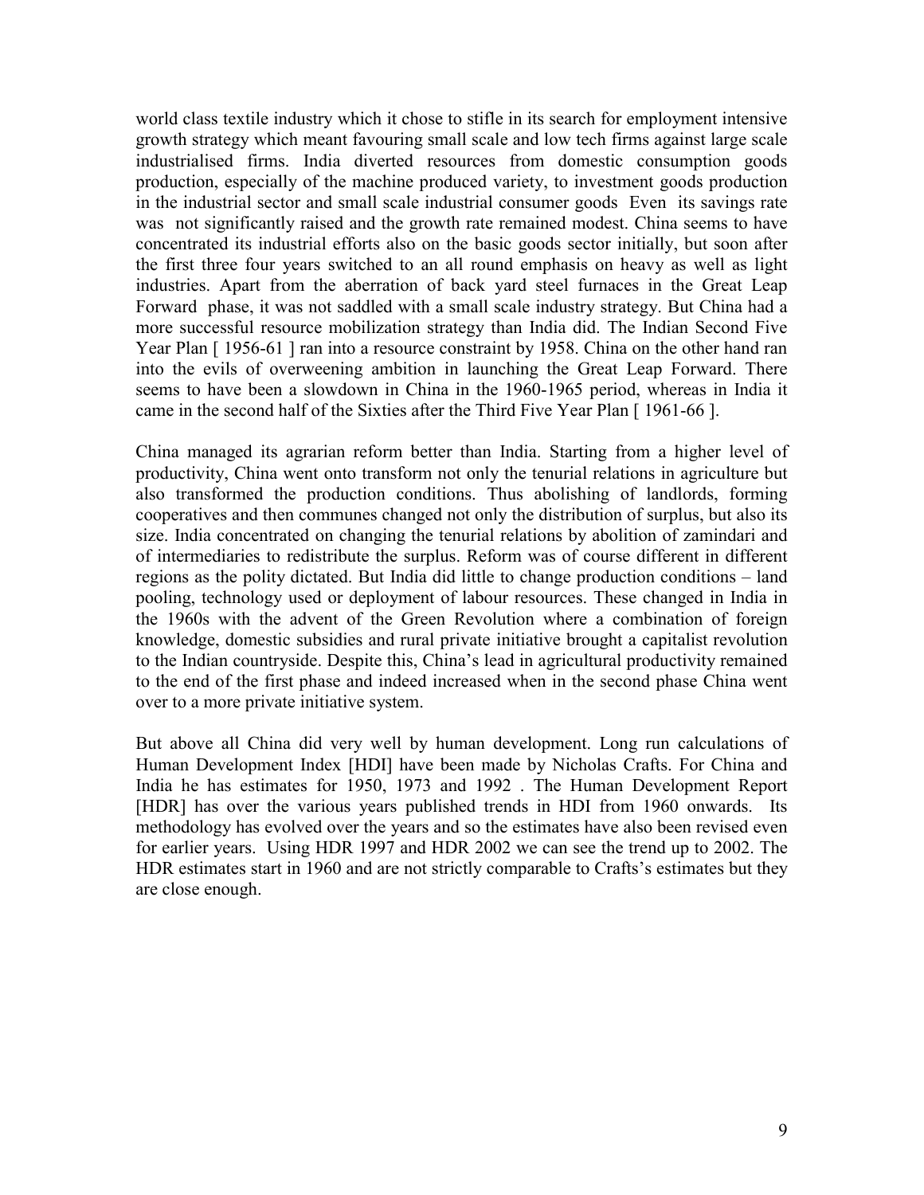world class textile industry which it chose to stifle in its search for employment intensive growth strategy which meant favouring small scale and low tech firms against large scale industrialised firms. India diverted resources from domestic consumption goods production, especially of the machine produced variety, to investment goods production in the industrial sector and small scale industrial consumer goods Even its savings rate was not significantly raised and the growth rate remained modest. China seems to have concentrated its industrial efforts also on the basic goods sector initially, but soon after the first three four years switched to an all round emphasis on heavy as well as light industries. Apart from the aberration of back yard steel furnaces in the Great Leap Forward phase, it was not saddled with a small scale industry strategy. But China had a more successful resource mobilization strategy than India did. The Indian Second Five Year Plan [ 1956-61 ] ran into a resource constraint by 1958. China on the other hand ran into the evils of overweening ambition in launching the Great Leap Forward. There seems to have been a slowdown in China in the 1960-1965 period, whereas in India it came in the second half of the Sixties after the Third Five Year Plan [ 1961-66 ].

China managed its agrarian reform better than India. Starting from a higher level of productivity, China went onto transform not only the tenurial relations in agriculture but also transformed the production conditions. Thus abolishing of landlords, forming cooperatives and then communes changed not only the distribution of surplus, but also its size. India concentrated on changing the tenurial relations by abolition of zamindari and of intermediaries to redistribute the surplus. Reform was of course different in different regions as the polity dictated. But India did little to change production conditions – land pooling, technology used or deployment of labour resources. These changed in India in the 1960s with the advent of the Green Revolution where a combination of foreign knowledge, domestic subsidies and rural private initiative brought a capitalist revolution to the Indian countryside. Despite this, China's lead in agricultural productivity remained to the end of the first phase and indeed increased when in the second phase China went over to a more private initiative system.

But above all China did very well by human development. Long run calculations of Human Development Index [HDI] have been made by Nicholas Crafts. For China and India he has estimates for 1950, 1973 and 1992 . The Human Development Report [HDR] has over the various years published trends in HDI from 1960 onwards. Its methodology has evolved over the years and so the estimates have also been revised even for earlier years. Using HDR 1997 and HDR 2002 we can see the trend up to 2002. The HDR estimates start in 1960 and are not strictly comparable to Crafts's estimates but they are close enough.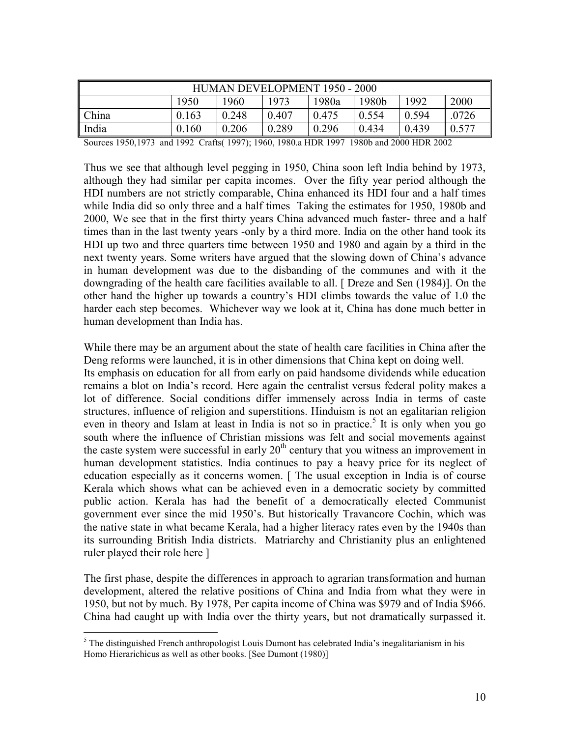| HUMAN DEVELOPMENT 1950 - 2000 | | | | | | | |
|---|---|---|---|---|---|---|---|
| | 1950 | 1960 | 1973 | 1980a | 1980b | 1992 | 2000 |
| China | 0.163 | 0.248 | 0.407 | 0.475 | 0.554 | 0.594 | .0726 |
| India | 0.160 | 0.206 | 0.289 | 0.296 | 0.434 | 0.439 | 0.577 |

Sources 1950,1973 and 1992 Crafts( 1997); 1960, 1980.a HDR 1997 1980b and 2000 HDR 2002

Thus we see that although level pegging in 1950, China soon left India behind by 1973, although they had similar per capita incomes. Over the fifty year period although the HDI numbers are not strictly comparable, China enhanced its HDI four and a half times while India did so only three and a half times Taking the estimates for 1950, 1980b and 2000, We see that in the first thirty years China advanced much faster- three and a half times than in the last twenty years -only by a third more. India on the other hand took its HDI up two and three quarters time between 1950 and 1980 and again by a third in the next twenty years. Some writers have argued that the slowing down of China's advance in human development was due to the disbanding of the communes and with it the downgrading of the health care facilities available to all. [ Dreze and Sen (1984)]. On the other hand the higher up towards a country's HDI climbs towards the value of 1.0 the harder each step becomes. Whichever way we look at it, China has done much better in human development than India has.

While there may be an argument about the state of health care facilities in China after the Deng reforms were launched, it is in other dimensions that China kept on doing well.
Its emphasis on education for all from early on paid handsome dividends while education remains a blot on India's record. Here again the centralist versus federal polity makes a lot of difference. Social conditions differ immensely across India in terms of caste structures, influence of religion and superstitions. Hinduism is not an egalitarian religion even in theory and Islam at least in India is not so in practice.[5] It is only when you go south where the influence of Christian missions was felt and social movements against the caste system were successful in early 20th century that you witness an improvement in human development statistics. India continues to pay a heavy price for its neglect of education especially as it concerns women. [ The usual exception in India is of course Kerala which shows what can be achieved even in a democratic society by committed public action. Kerala has had the benefit of a democratically elected Communist government ever since the mid 1950's. But historically Travancore Cochin, which was the native state in what became Kerala, had a higher literacy rates even by the 1940s than its surrounding British India districts. Matriarchy and Christianity plus an enlightened ruler played their role here ]

The first phase, despite the differences in approach to agrarian transformation and human development, altered the relative positions of China and India from what they were in 1950, but not by much. By 1978, Per capita income of China was $979 and of India $966. China had caught up with India over the thirty years, but not dramatically surpassed it.

[5] The distinguished French anthropologist Louis Dumont has celebrated India's inegalitarianism in his Homo Hierarichicus as well as other books. [See Dumont (1980)]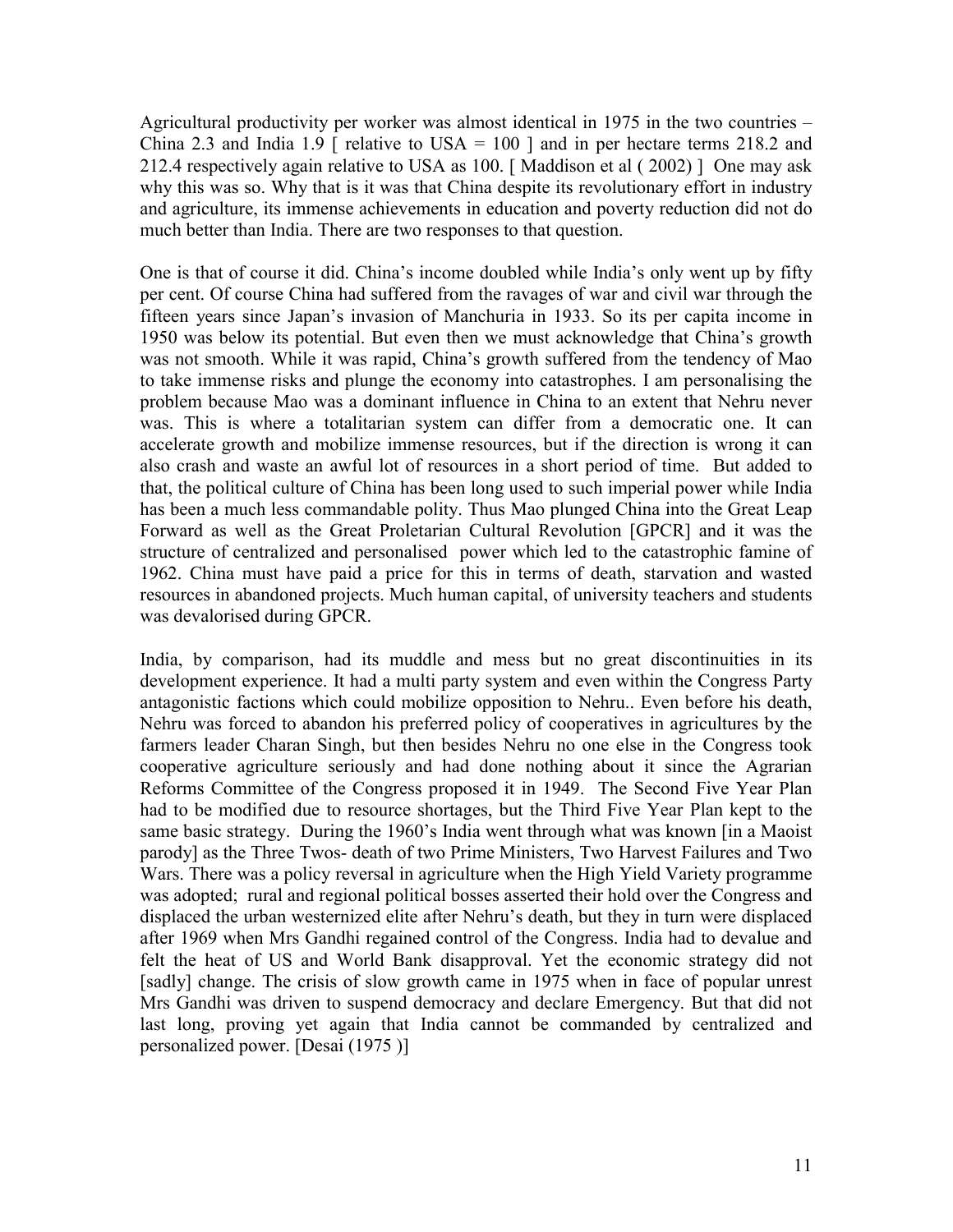Agricultural productivity per worker was almost identical in 1975 in the two countries – China 2.3 and India 1.9 [ relative to USA = 100 ] and in per hectare terms 218.2 and 212.4 respectively again relative to USA as 100. [ Maddison et al ( 2002) ] One may ask why this was so. Why that is it was that China despite its revolutionary effort in industry and agriculture, its immense achievements in education and poverty reduction did not do much better than India. There are two responses to that question.

One is that of course it did. China's income doubled while India's only went up by fifty per cent. Of course China had suffered from the ravages of war and civil war through the fifteen years since Japan's invasion of Manchuria in 1933. So its per capita income in 1950 was below its potential. But even then we must acknowledge that China's growth was not smooth. While it was rapid, China's growth suffered from the tendency of Mao to take immense risks and plunge the economy into catastrophes. I am personalising the problem because Mao was a dominant influence in China to an extent that Nehru never was. This is where a totalitarian system can differ from a democratic one. It can accelerate growth and mobilize immense resources, but if the direction is wrong it can also crash and waste an awful lot of resources in a short period of time. But added to that, the political culture of China has been long used to such imperial power while India has been a much less commandable polity. Thus Mao plunged China into the Great Leap Forward as well as the Great Proletarian Cultural Revolution [GPCR] and it was the structure of centralized and personalised power which led to the catastrophic famine of 1962. China must have paid a price for this in terms of death, starvation and wasted resources in abandoned projects. Much human capital, of university teachers and students was devalorised during GPCR.

India, by comparison, had its muddle and mess but no great discontinuities in its development experience. It had a multi party system and even within the Congress Party antagonistic factions which could mobilize opposition to Nehru.. Even before his death, Nehru was forced to abandon his preferred policy of cooperatives in agricultures by the farmers leader Charan Singh, but then besides Nehru no one else in the Congress took cooperative agriculture seriously and had done nothing about it since the Agrarian Reforms Committee of the Congress proposed it in 1949. The Second Five Year Plan had to be modified due to resource shortages, but the Third Five Year Plan kept to the same basic strategy. During the 1960's India went through what was known [in a Maoist parody] as the Three Twos- death of two Prime Ministers, Two Harvest Failures and Two Wars. There was a policy reversal in agriculture when the High Yield Variety programme was adopted; rural and regional political bosses asserted their hold over the Congress and displaced the urban westernized elite after Nehru's death, but they in turn were displaced after 1969 when Mrs Gandhi regained control of the Congress. India had to devalue and felt the heat of US and World Bank disapproval. Yet the economic strategy did not [sadly] change. The crisis of slow growth came in 1975 when in face of popular unrest Mrs Gandhi was driven to suspend democracy and declare Emergency. But that did not last long, proving yet again that India cannot be commanded by centralized and personalized power. [Desai (1975 )]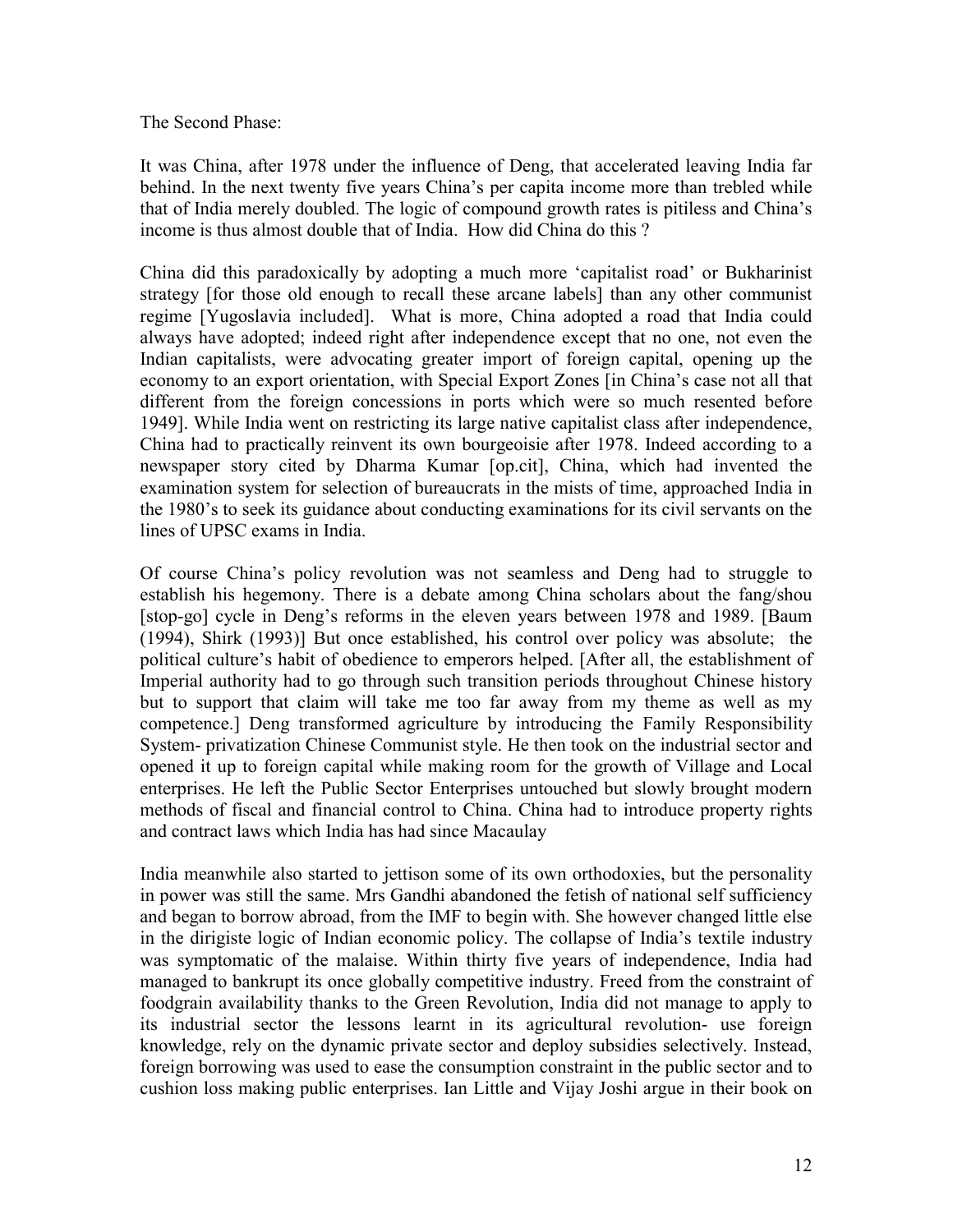The Second Phase:

It was China, after 1978 under the influence of Deng, that accelerated leaving India far behind. In the next twenty five years China's per capita income more than trebled while that of India merely doubled. The logic of compound growth rates is pitiless and China's income is thus almost double that of India. How did China do this ?

China did this paradoxically by adopting a much more 'capitalist road' or Bukharinist strategy [for those old enough to recall these arcane labels] than any other communist regime [Yugoslavia included]. What is more, China adopted a road that India could always have adopted; indeed right after independence except that no one, not even the Indian capitalists, were advocating greater import of foreign capital, opening up the economy to an export orientation, with Special Export Zones [in China's case not all that different from the foreign concessions in ports which were so much resented before 1949]. While India went on restricting its large native capitalist class after independence, China had to practically reinvent its own bourgeoisie after 1978. Indeed according to a newspaper story cited by Dharma Kumar [op.cit], China, which had invented the examination system for selection of bureaucrats in the mists of time, approached India in the 1980's to seek its guidance about conducting examinations for its civil servants on the lines of UPSC exams in India.

Of course China's policy revolution was not seamless and Deng had to struggle to establish his hegemony. There is a debate among China scholars about the fang/shou [stop-go] cycle in Deng's reforms in the eleven years between 1978 and 1989. [Baum (1994), Shirk (1993)] But once established, his control over policy was absolute; the political culture's habit of obedience to emperors helped. [After all, the establishment of Imperial authority had to go through such transition periods throughout Chinese history but to support that claim will take me too far away from my theme as well as my competence.] Deng transformed agriculture by introducing the Family Responsibility System- privatization Chinese Communist style. He then took on the industrial sector and opened it up to foreign capital while making room for the growth of Village and Local enterprises. He left the Public Sector Enterprises untouched but slowly brought modern methods of fiscal and financial control to China. China had to introduce property rights and contract laws which India has had since Macaulay

India meanwhile also started to jettison some of its own orthodoxies, but the personality in power was still the same. Mrs Gandhi abandoned the fetish of national self sufficiency and began to borrow abroad, from the IMF to begin with. She however changed little else in the dirigiste logic of Indian economic policy. The collapse of India's textile industry was symptomatic of the malaise. Within thirty five years of independence, India had managed to bankrupt its once globally competitive industry. Freed from the constraint of foodgrain availability thanks to the Green Revolution, India did not manage to apply to its industrial sector the lessons learnt in its agricultural revolution- use foreign knowledge, rely on the dynamic private sector and deploy subsidies selectively. Instead, foreign borrowing was used to ease the consumption constraint in the public sector and to cushion loss making public enterprises. Ian Little and Vijay Joshi argue in their book on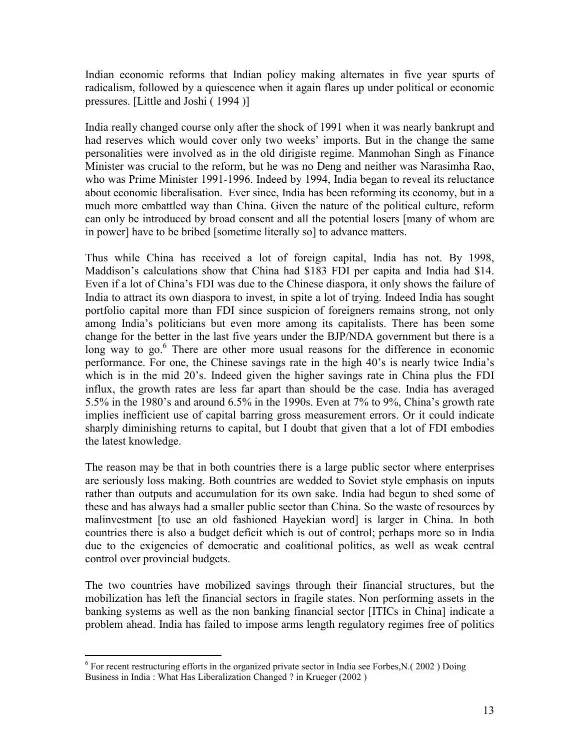Indian economic reforms that Indian policy making alternates in five year spurts of radicalism, followed by a quiescence when it again flares up under political or economic pressures. [Little and Joshi ( 1994 )]

India really changed course only after the shock of 1991 when it was nearly bankrupt and had reserves which would cover only two weeks' imports. But in the change the same personalities were involved as in the old dirigiste regime. Manmohan Singh as Finance Minister was crucial to the reform, but he was no Deng and neither was Narasimha Rao, who was Prime Minister 1991-1996. Indeed by 1994, India began to reveal its reluctance about economic liberalisation. Ever since, India has been reforming its economy, but in a much more embattled way than China. Given the nature of the political culture, reform can only be introduced by broad consent and all the potential losers [many of whom are in power] have to be bribed [sometime literally so] to advance matters.

Thus while China has received a lot of foreign capital, India has not. By 1998, Maddison's calculations show that China had $183 FDI per capita and India had $14. Even if a lot of China's FDI was due to the Chinese diaspora, it only shows the failure of India to attract its own diaspora to invest, in spite a lot of trying. Indeed India has sought portfolio capital more than FDI since suspicion of foreigners remains strong, not only among India's politicians but even more among its capitalists. There has been some change for the better in the last five years under the BJP/NDA government but there is a long way to go.[6] There are other more usual reasons for the difference in economic performance. For one, the Chinese savings rate in the high 40's is nearly twice India's which is in the mid 20's. Indeed given the higher savings rate in China plus the FDI influx, the growth rates are less far apart than should be the case. India has averaged 5.5% in the 1980's and around 6.5% in the 1990s. Even at 7% to 9%, China's growth rate implies inefficient use of capital barring gross measurement errors. Or it could indicate sharply diminishing returns to capital, but I doubt that given that a lot of FDI embodies the latest knowledge.

The reason may be that in both countries there is a large public sector where enterprises are seriously loss making. Both countries are wedded to Soviet style emphasis on inputs rather than outputs and accumulation for its own sake. India had begun to shed some of these and has always had a smaller public sector than China. So the waste of resources by malinvestment [to use an old fashioned Hayekian word] is larger in China. In both countries there is also a budget deficit which is out of control; perhaps more so in India due to the exigencies of democratic and coalitional politics, as well as weak central control over provincial budgets.

The two countries have mobilized savings through their financial structures, but the mobilization has left the financial sectors in fragile states. Non performing assets in the banking systems as well as the non banking financial sector [ITICs in China] indicate a problem ahead. India has failed to impose arms length regulatory regimes free of politics

---

[6] For recent restructuring efforts in the organized private sector in India see Forbes,N.( 2002 ) Doing Business in India : What Has Liberalization Changed ? in Krueger (2002 )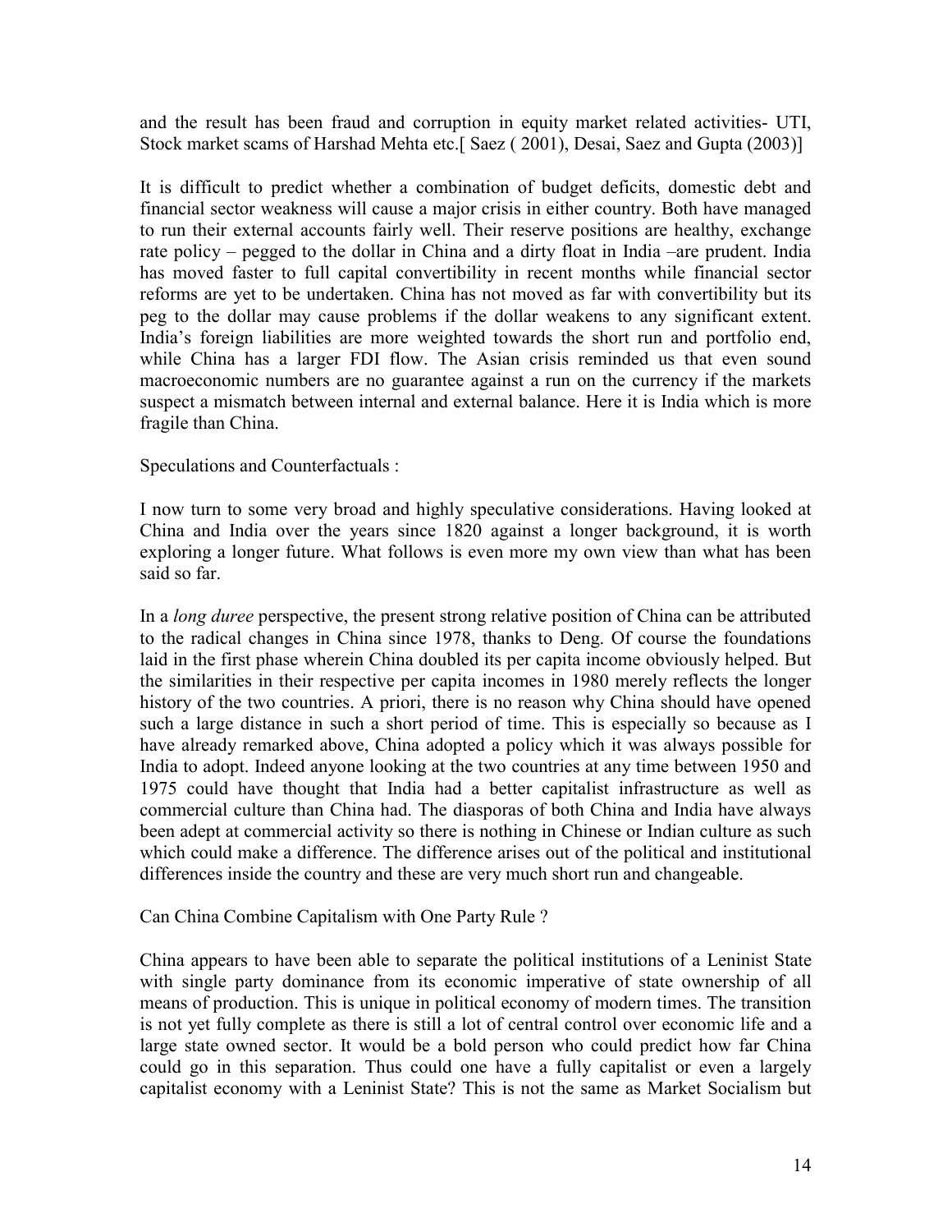and the result has been fraud and corruption in equity market related activities- UTI, Stock market scams of Harshad Mehta etc.[ Saez ( 2001), Desai, Saez and Gupta (2003)]

It is difficult to predict whether a combination of budget deficits, domestic debt and financial sector weakness will cause a major crisis in either country. Both have managed to run their external accounts fairly well. Their reserve positions are healthy, exchange rate policy – pegged to the dollar in China and a dirty float in India –are prudent. India has moved faster to full capital convertibility in recent months while financial sector reforms are yet to be undertaken. China has not moved as far with convertibility but its peg to the dollar may cause problems if the dollar weakens to any significant extent. India's foreign liabilities are more weighted towards the short run and portfolio end, while China has a larger FDI flow. The Asian crisis reminded us that even sound macroeconomic numbers are no guarantee against a run on the currency if the markets suspect a mismatch between internal and external balance. Here it is India which is more fragile than China.

Speculations and Counterfactuals :

I now turn to some very broad and highly speculative considerations. Having looked at China and India over the years since 1820 against a longer background, it is worth exploring a longer future. What follows is even more my own view than what has been said so far.

In a *long duree* perspective, the present strong relative position of China can be attributed to the radical changes in China since 1978, thanks to Deng. Of course the foundations laid in the first phase wherein China doubled its per capita income obviously helped. But the similarities in their respective per capita incomes in 1980 merely reflects the longer history of the two countries. A priori, there is no reason why China should have opened such a large distance in such a short period of time. This is especially so because as I have already remarked above, China adopted a policy which it was always possible for India to adopt. Indeed anyone looking at the two countries at any time between 1950 and 1975 could have thought that India had a better capitalist infrastructure as well as commercial culture than China had. The diasporas of both China and India have always been adept at commercial activity so there is nothing in Chinese or Indian culture as such which could make a difference. The difference arises out of the political and institutional differences inside the country and these are very much short run and changeable.

Can China Combine Capitalism with One Party Rule ?

China appears to have been able to separate the political institutions of a Leninist State with single party dominance from its economic imperative of state ownership of all means of production. This is unique in political economy of modern times. The transition is not yet fully complete as there is still a lot of central control over economic life and a large state owned sector. It would be a bold person who could predict how far China could go in this separation. Thus could one have a fully capitalist or even a largely capitalist economy with a Leninist State? This is not the same as Market Socialism but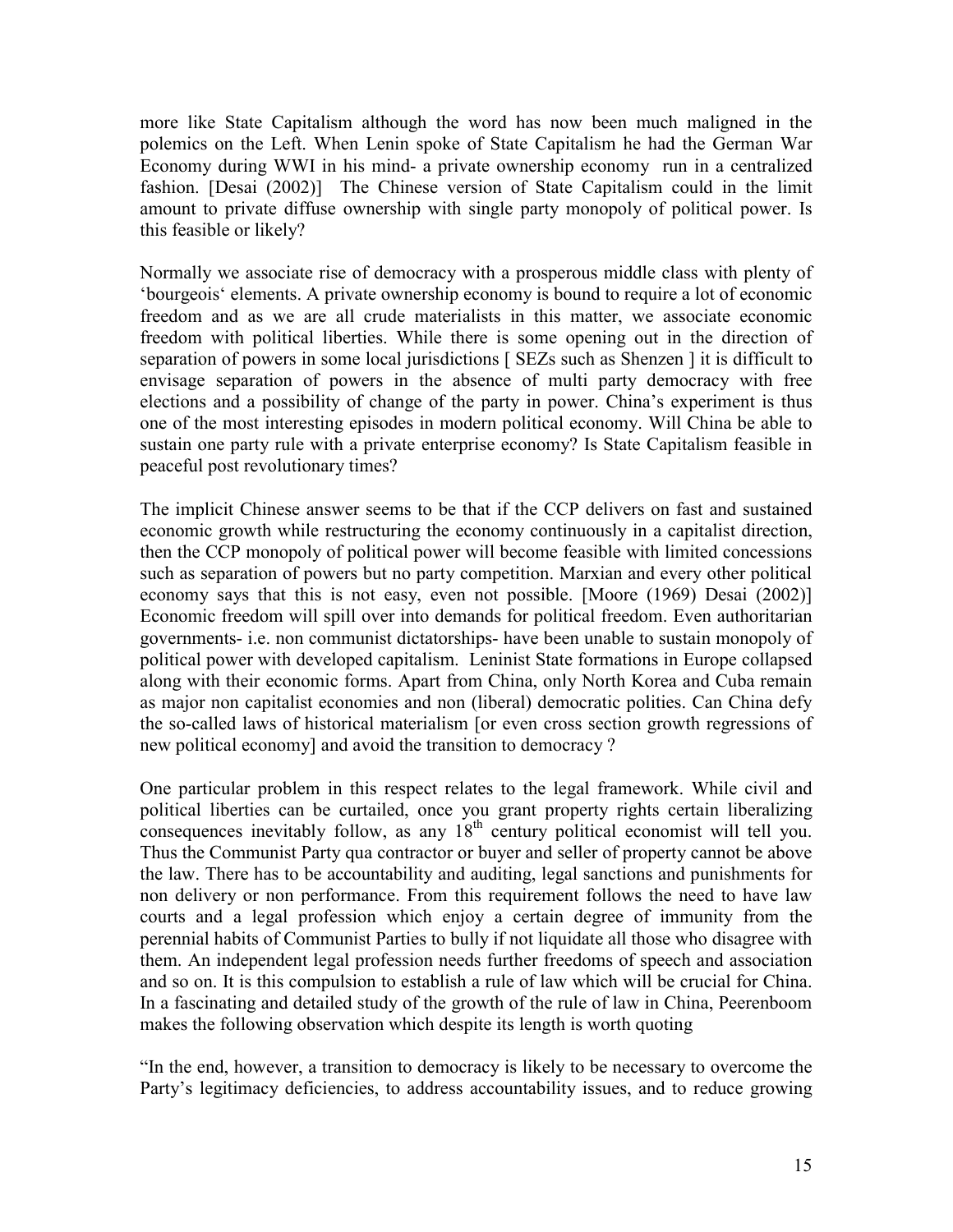more like State Capitalism although the word has now been much maligned in the polemics on the Left. When Lenin spoke of State Capitalism he had the German War Economy during WWI in his mind- a private ownership economy run in a centralized fashion. [Desai (2002)] The Chinese version of State Capitalism could in the limit amount to private diffuse ownership with single party monopoly of political power. Is this feasible or likely?

Normally we associate rise of democracy with a prosperous middle class with plenty of 'bourgeois' elements. A private ownership economy is bound to require a lot of economic freedom and as we are all crude materialists in this matter, we associate economic freedom with political liberties. While there is some opening out in the direction of separation of powers in some local jurisdictions [ SEZs such as Shenzen ] it is difficult to envisage separation of powers in the absence of multi party democracy with free elections and a possibility of change of the party in power. China's experiment is thus one of the most interesting episodes in modern political economy. Will China be able to sustain one party rule with a private enterprise economy? Is State Capitalism feasible in peaceful post revolutionary times?

The implicit Chinese answer seems to be that if the CCP delivers on fast and sustained economic growth while restructuring the economy continuously in a capitalist direction, then the CCP monopoly of political power will become feasible with limited concessions such as separation of powers but no party competition. Marxian and every other political economy says that this is not easy, even not possible. [Moore (1969) Desai (2002)] Economic freedom will spill over into demands for political freedom. Even authoritarian governments- i.e. non communist dictatorships- have been unable to sustain monopoly of political power with developed capitalism. Leninist State formations in Europe collapsed along with their economic forms. Apart from China, only North Korea and Cuba remain as major non capitalist economies and non (liberal) democratic polities. Can China defy the so-called laws of historical materialism [or even cross section growth regressions of new political economy] and avoid the transition to democracy ?

One particular problem in this respect relates to the legal framework. While civil and political liberties can be curtailed, once you grant property rights certain liberalizing consequences inevitably follow, as any 18th century political economist will tell you. Thus the Communist Party qua contractor or buyer and seller of property cannot be above the law. There has to be accountability and auditing, legal sanctions and punishments for non delivery or non performance. From this requirement follows the need to have law courts and a legal profession which enjoy a certain degree of immunity from the perennial habits of Communist Parties to bully if not liquidate all those who disagree with them. An independent legal profession needs further freedoms of speech and association and so on. It is this compulsion to establish a rule of law which will be crucial for China. In a fascinating and detailed study of the growth of the rule of law in China, Peerenboom makes the following observation which despite its length is worth quoting

"In the end, however, a transition to democracy is likely to be necessary to overcome the Party's legitimacy deficiencies, to address accountability issues, and to reduce growing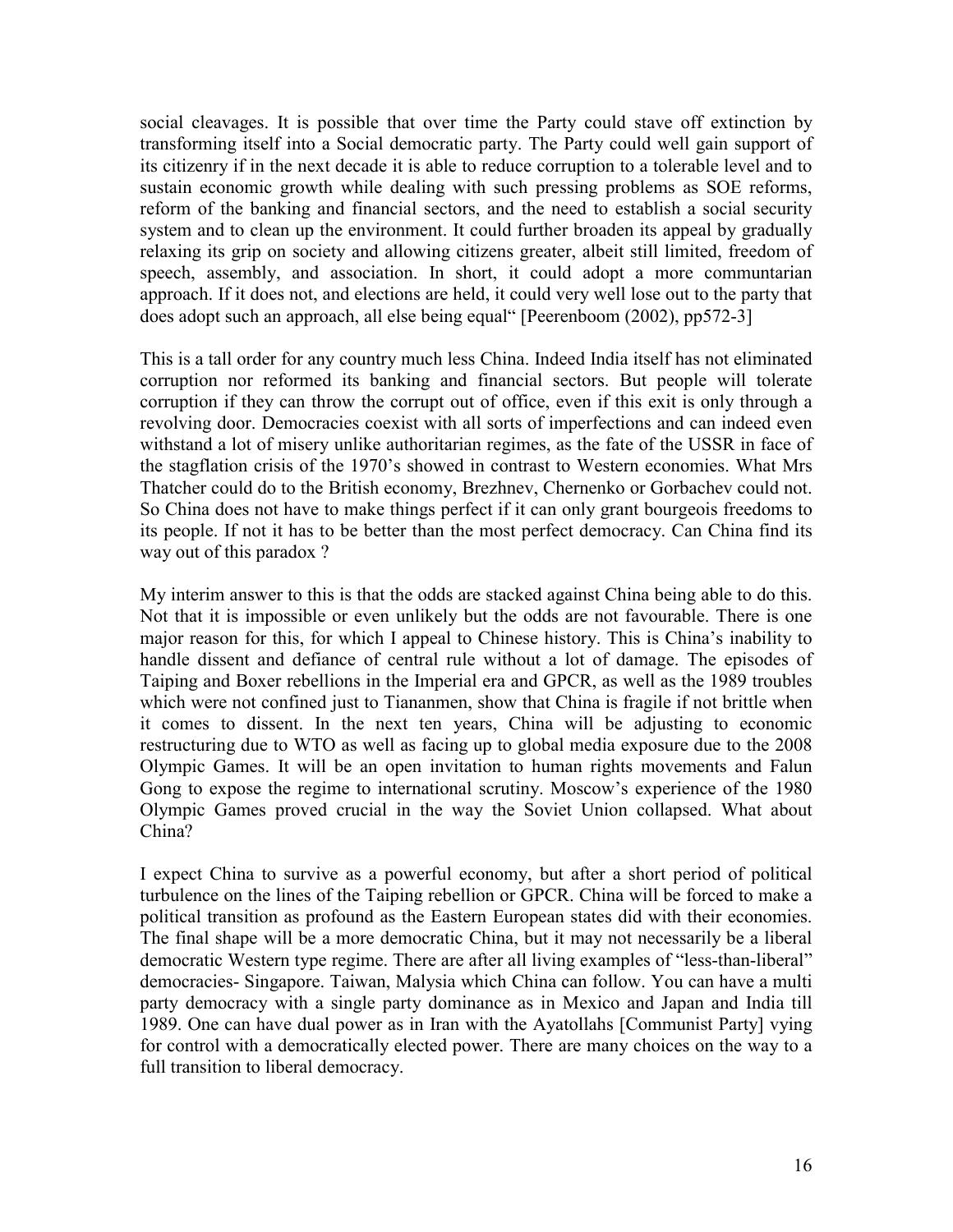social cleavages. It is possible that over time the Party could stave off extinction by transforming itself into a Social democratic party. The Party could well gain support of its citizenry if in the next decade it is able to reduce corruption to a tolerable level and to sustain economic growth while dealing with such pressing problems as SOE reforms, reform of the banking and financial sectors, and the need to establish a social security system and to clean up the environment. It could further broaden its appeal by gradually relaxing its grip on society and allowing citizens greater, albeit still limited, freedom of speech, assembly, and association. In short, it could adopt a more communtarian approach. If it does not, and elections are held, it could very well lose out to the party that does adopt such an approach, all else being equal" [Peerenboom (2002), pp572-3]

This is a tall order for any country much less China. Indeed India itself has not eliminated corruption nor reformed its banking and financial sectors. But people will tolerate corruption if they can throw the corrupt out of office, even if this exit is only through a revolving door. Democracies coexist with all sorts of imperfections and can indeed even withstand a lot of misery unlike authoritarian regimes, as the fate of the USSR in face of the stagflation crisis of the 1970's showed in contrast to Western economies. What Mrs Thatcher could do to the British economy, Brezhnev, Chernenko or Gorbachev could not. So China does not have to make things perfect if it can only grant bourgeois freedoms to its people. If not it has to be better than the most perfect democracy. Can China find its way out of this paradox ?

My interim answer to this is that the odds are stacked against China being able to do this. Not that it is impossible or even unlikely but the odds are not favourable. There is one major reason for this, for which I appeal to Chinese history. This is China's inability to handle dissent and defiance of central rule without a lot of damage. The episodes of Taiping and Boxer rebellions in the Imperial era and GPCR, as well as the 1989 troubles which were not confined just to Tiananmen, show that China is fragile if not brittle when it comes to dissent. In the next ten years, China will be adjusting to economic restructuring due to WTO as well as facing up to global media exposure due to the 2008 Olympic Games. It will be an open invitation to human rights movements and Falun Gong to expose the regime to international scrutiny. Moscow's experience of the 1980 Olympic Games proved crucial in the way the Soviet Union collapsed. What about China?

I expect China to survive as a powerful economy, but after a short period of political turbulence on the lines of the Taiping rebellion or GPCR. China will be forced to make a political transition as profound as the Eastern European states did with their economies. The final shape will be a more democratic China, but it may not necessarily be a liberal democratic Western type regime. There are after all living examples of "less-than-liberal" democracies- Singapore. Taiwan, Malysia which China can follow. You can have a multi party democracy with a single party dominance as in Mexico and Japan and India till 1989. One can have dual power as in Iran with the Ayatollahs [Communist Party] vying for control with a democratically elected power. There are many choices on the way to a full transition to liberal democracy.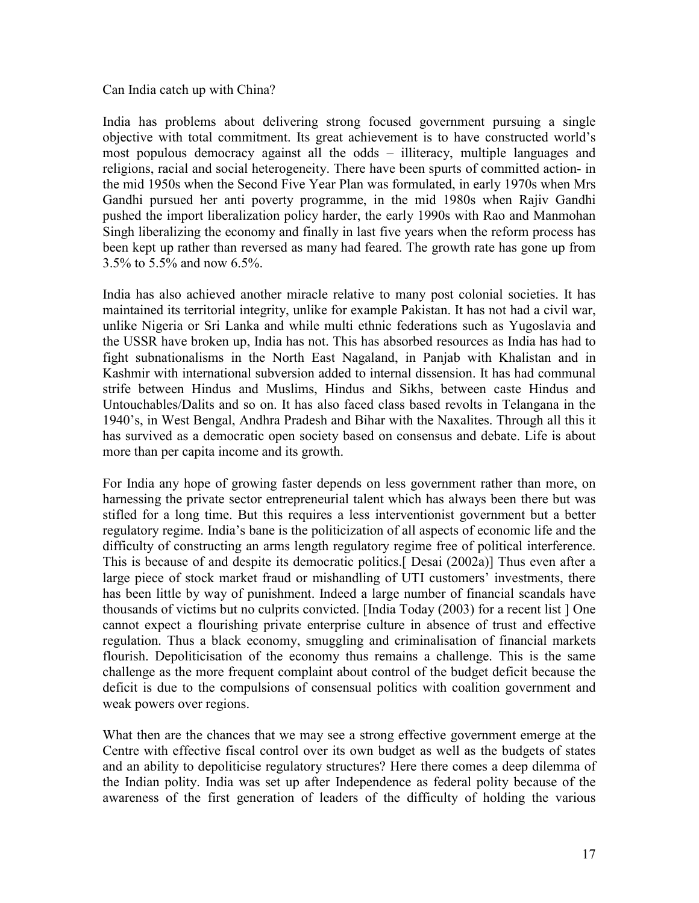Can India catch up with China?

India has problems about delivering strong focused government pursuing a single objective with total commitment. Its great achievement is to have constructed world's most populous democracy against all the odds – illiteracy, multiple languages and religions, racial and social heterogeneity. There have been spurts of committed action- in the mid 1950s when the Second Five Year Plan was formulated, in early 1970s when Mrs Gandhi pursued her anti poverty programme, in the mid 1980s when Rajiv Gandhi pushed the import liberalization policy harder, the early 1990s with Rao and Manmohan Singh liberalizing the economy and finally in last five years when the reform process has been kept up rather than reversed as many had feared. The growth rate has gone up from 3.5% to 5.5% and now 6.5%.

India has also achieved another miracle relative to many post colonial societies. It has maintained its territorial integrity, unlike for example Pakistan. It has not had a civil war, unlike Nigeria or Sri Lanka and while multi ethnic federations such as Yugoslavia and the USSR have broken up, India has not. This has absorbed resources as India has had to fight subnationalisms in the North East Nagaland, in Panjab with Khalistan and in Kashmir with international subversion added to internal dissension. It has had communal strife between Hindus and Muslims, Hindus and Sikhs, between caste Hindus and Untouchables/Dalits and so on. It has also faced class based revolts in Telangana in the 1940's, in West Bengal, Andhra Pradesh and Bihar with the Naxalites. Through all this it has survived as a democratic open society based on consensus and debate. Life is about more than per capita income and its growth.

For India any hope of growing faster depends on less government rather than more, on harnessing the private sector entrepreneurial talent which has always been there but was stifled for a long time. But this requires a less interventionist government but a better regulatory regime. India's bane is the politicization of all aspects of economic life and the difficulty of constructing an arms length regulatory regime free of political interference. This is because of and despite its democratic politics.[ Desai (2002a)] Thus even after a large piece of stock market fraud or mishandling of UTI customers' investments, there has been little by way of punishment. Indeed a large number of financial scandals have thousands of victims but no culprits convicted. [India Today (2003) for a recent list ] One cannot expect a flourishing private enterprise culture in absence of trust and effective regulation. Thus a black economy, smuggling and criminalisation of financial markets flourish. Depoliticisation of the economy thus remains a challenge. This is the same challenge as the more frequent complaint about control of the budget deficit because the deficit is due to the compulsions of consensual politics with coalition government and weak powers over regions.

What then are the chances that we may see a strong effective government emerge at the Centre with effective fiscal control over its own budget as well as the budgets of states and an ability to depoliticise regulatory structures? Here there comes a deep dilemma of the Indian polity. India was set up after Independence as federal polity because of the awareness of the first generation of leaders of the difficulty of holding the various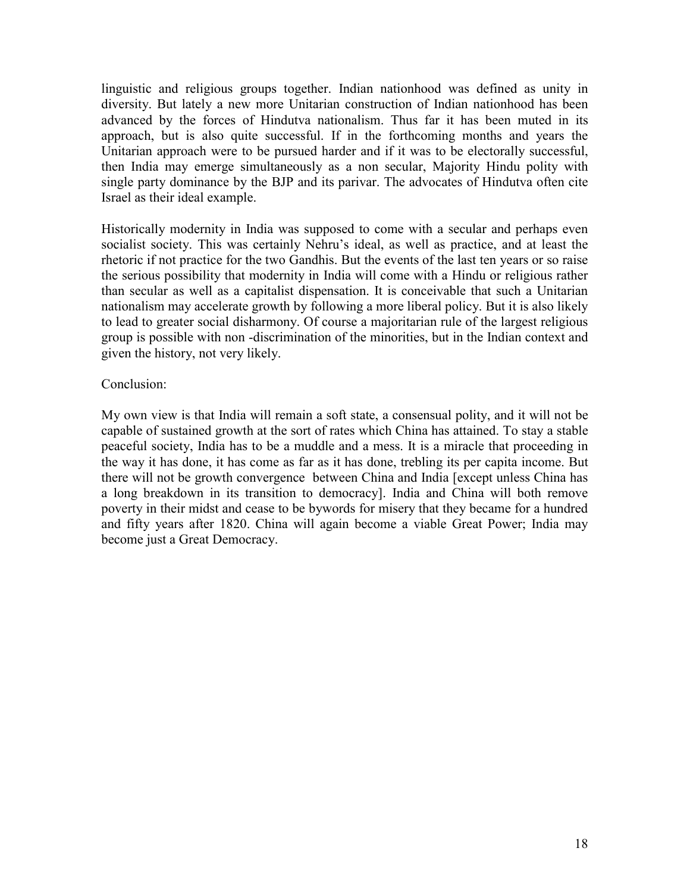linguistic and religious groups together. Indian nationhood was defined as unity in diversity. But lately a new more Unitarian construction of Indian nationhood has been advanced by the forces of Hindutva nationalism. Thus far it has been muted in its approach, but is also quite successful. If in the forthcoming months and years the Unitarian approach were to be pursued harder and if it was to be electorally successful, then India may emerge simultaneously as a non secular, Majority Hindu polity with single party dominance by the BJP and its parivar. The advocates of Hindutva often cite Israel as their ideal example.

Historically modernity in India was supposed to come with a secular and perhaps even socialist society. This was certainly Nehru's ideal, as well as practice, and at least the rhetoric if not practice for the two Gandhis. But the events of the last ten years or so raise the serious possibility that modernity in India will come with a Hindu or religious rather than secular as well as a capitalist dispensation. It is conceivable that such a Unitarian nationalism may accelerate growth by following a more liberal policy. But it is also likely to lead to greater social disharmony. Of course a majoritarian rule of the largest religious group is possible with non -discrimination of the minorities, but in the Indian context and given the history, not very likely.

Conclusion:

My own view is that India will remain a soft state, a consensual polity, and it will not be capable of sustained growth at the sort of rates which China has attained. To stay a stable peaceful society, India has to be a muddle and a mess. It is a miracle that proceeding in the way it has done, it has come as far as it has done, trebling its per capita income. But there will not be growth convergence between China and India [except unless China has a long breakdown in its transition to democracy]. India and China will both remove poverty in their midst and cease to be bywords for misery that they became for a hundred and fifty years after 1820. China will again become a viable Great Power; India may become just a Great Democracy.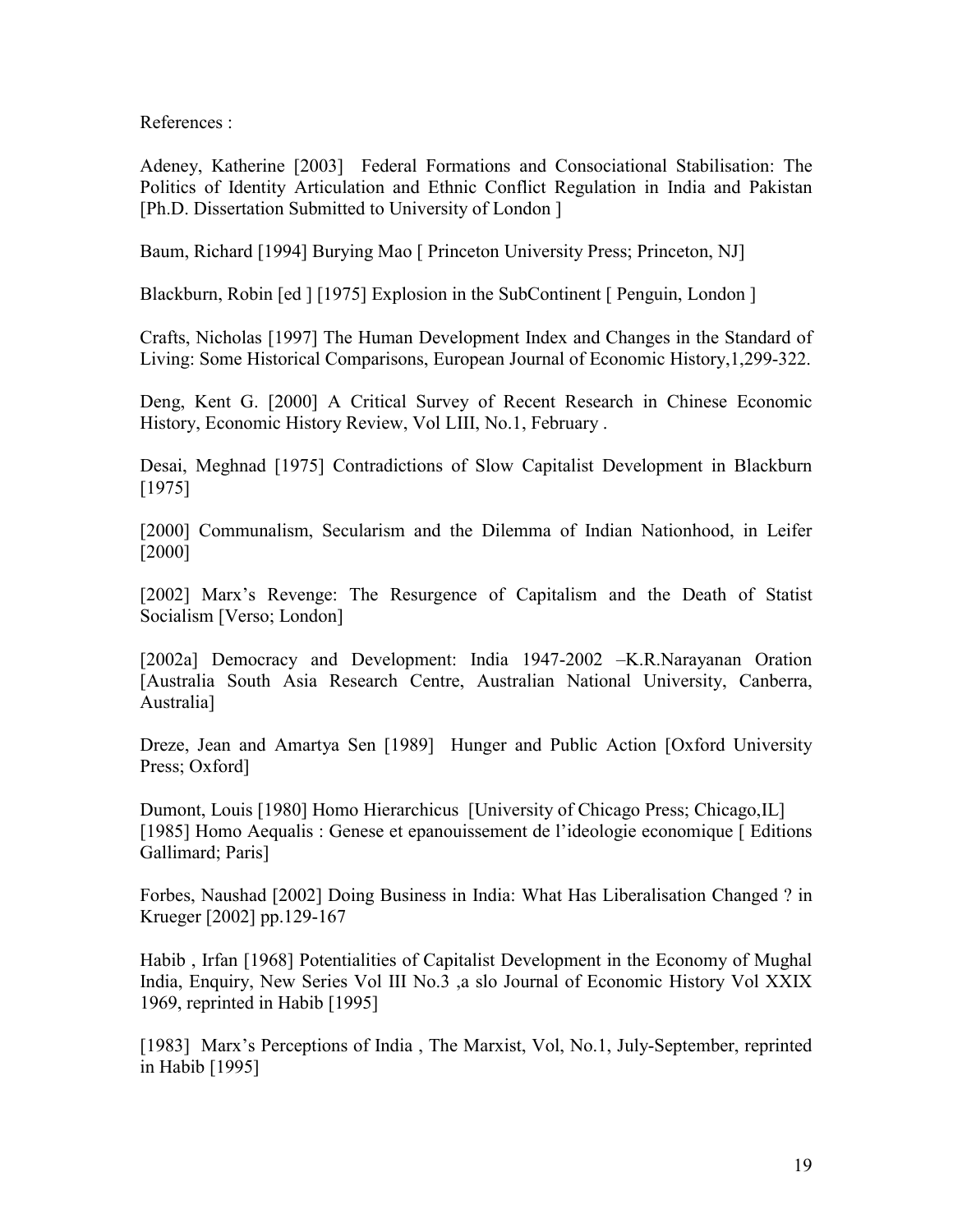References :

Adeney, Katherine [2003] Federal Formations and Consociational Stabilisation: The Politics of Identity Articulation and Ethnic Conflict Regulation in India and Pakistan [Ph.D. Dissertation Submitted to University of London ]

Baum, Richard [1994] Burying Mao [ Princeton University Press; Princeton, NJ]

Blackburn, Robin [ed ] [1975] Explosion in the SubContinent [ Penguin, London ]

Crafts, Nicholas [1997] The Human Development Index and Changes in the Standard of Living: Some Historical Comparisons, European Journal of Economic History,1,299-322.

Deng, Kent G. [2000] A Critical Survey of Recent Research in Chinese Economic History, Economic History Review, Vol LIII, No.1, February .

Desai, Meghnad [1975] Contradictions of Slow Capitalist Development in Blackburn [1975]

[2000] Communalism, Secularism and the Dilemma of Indian Nationhood, in Leifer [2000]

[2002] Marx's Revenge: The Resurgence of Capitalism and the Death of Statist Socialism [Verso; London]

[2002a] Democracy and Development: India 1947-2002 –K.R.Narayanan Oration [Australia South Asia Research Centre, Australian National University, Canberra, Australia]

Dreze, Jean and Amartya Sen [1989] Hunger and Public Action [Oxford University Press; Oxford]

Dumont, Louis [1980] Homo Hierarchicus [University of Chicago Press; Chicago,IL]
[1985] Homo Aequalis : Genese et epanouissement de l'ideologie economique [ Editions Gallimard; Paris]

Forbes, Naushad [2002] Doing Business in India: What Has Liberalisation Changed ? in Krueger [2002] pp.129-167

Habib , Irfan [1968] Potentialities of Capitalist Development in the Economy of Mughal India, Enquiry, New Series Vol III No.3 ,a slo Journal of Economic History Vol XXIX 1969, reprinted in Habib [1995]

[1983] Marx's Perceptions of India , The Marxist, Vol, No.1, July-September, reprinted in Habib [1995]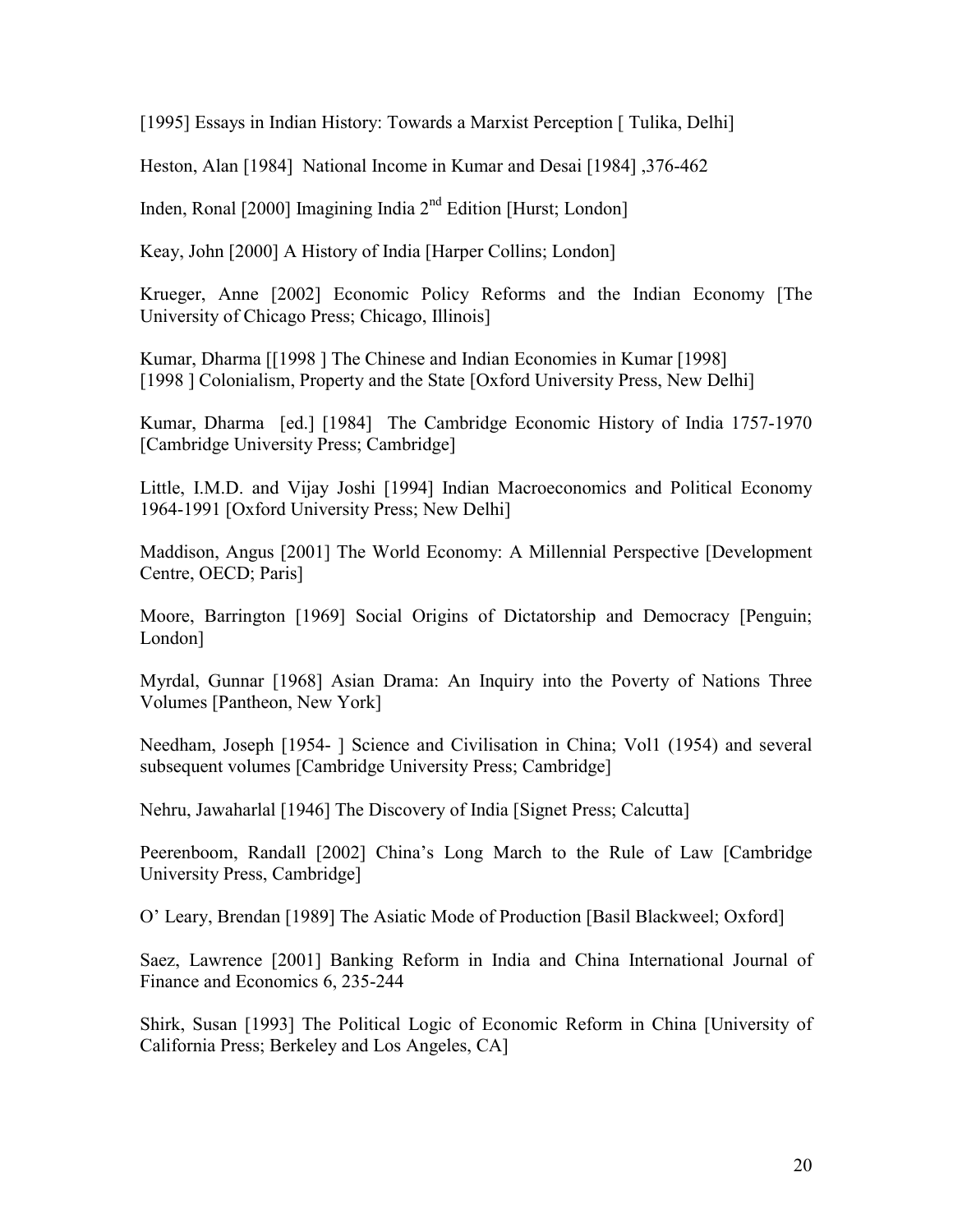[1995] Essays in Indian History: Towards a Marxist Perception [ Tulika, Delhi]

Heston, Alan [1984] National Income in Kumar and Desai [1984] ,376-462

Inden, Ronal [2000] Imagining India 2nd Edition [Hurst; London]

Keay, John [2000] A History of India [Harper Collins; London]

Krueger, Anne [2002] Economic Policy Reforms and the Indian Economy [The University of Chicago Press; Chicago, Illinois]

Kumar, Dharma [[1998 ] The Chinese and Indian Economies in Kumar [1998]
[1998 ] Colonialism, Property and the State [Oxford University Press, New Delhi]

Kumar, Dharma [ed.] [1984] The Cambridge Economic History of India 1757-1970 [Cambridge University Press; Cambridge]

Little, I.M.D. and Vijay Joshi [1994] Indian Macroeconomics and Political Economy 1964-1991 [Oxford University Press; New Delhi]

Maddison, Angus [2001] The World Economy: A Millennial Perspective [Development Centre, OECD; Paris]

Moore, Barrington [1969] Social Origins of Dictatorship and Democracy [Penguin; London]

Myrdal, Gunnar [1968] Asian Drama: An Inquiry into the Poverty of Nations Three Volumes [Pantheon, New York]

Needham, Joseph [1954- ] Science and Civilisation in China; Vol1 (1954) and several subsequent volumes [Cambridge University Press; Cambridge]

Nehru, Jawaharlal [1946] The Discovery of India [Signet Press; Calcutta]

Peerenboom, Randall [2002] China's Long March to the Rule of Law [Cambridge University Press, Cambridge]

O' Leary, Brendan [1989] The Asiatic Mode of Production [Basil Blackweel; Oxford]

Saez, Lawrence [2001] Banking Reform in India and China International Journal of Finance and Economics 6, 235-244

Shirk, Susan [1993] The Political Logic of Economic Reform in China [University of California Press; Berkeley and Los Angeles, CA]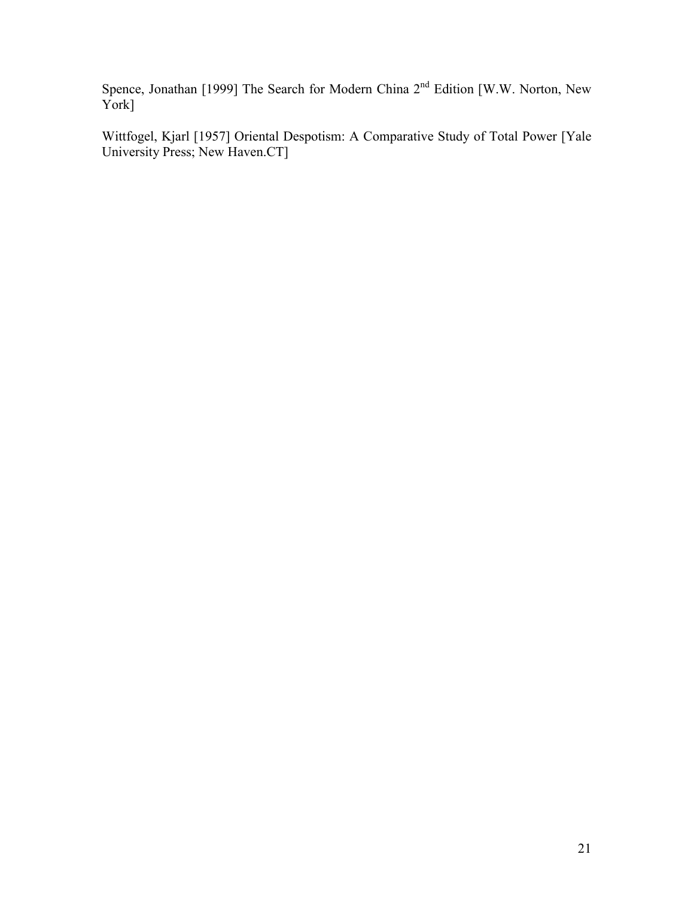Spence, Jonathan [1999] The Search for Modern China 2nd Edition [W.W. Norton, New York]

Wittfogel, Kjarl [1957] Oriental Despotism: A Comparative Study of Total Power [Yale University Press; New Haven.CT]